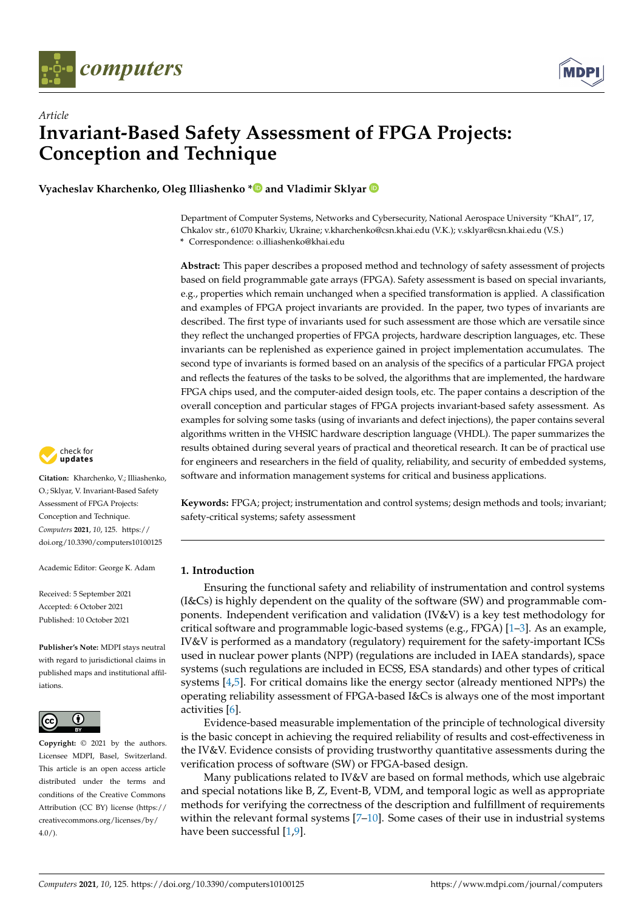Article

# Invariant-Based Safety Assessment of FPGA Projects: Conception and Technique

**Vyacheslav Kharchenko, Oleg Illiashenko * and Vladimir Sklyar**

Department of Computer Systems, Networks and Cybersecurity, National Aerospace University "KhAI", 17, Chkalov str., 61070 Kharkiv, Ukraine; v.kharchenko@csn.khai.edu (V.K.); v.sklyar@csn.khai.edu (V.S.)
* Correspondence: o.illiashenko@khai.edu

**Abstract:** This paper describes a proposed method and technology of safety assessment of projects based on field programmable gate arrays (FPGA). Safety assessment is based on special invariants, e.g., properties which remain unchanged when a specified transformation is applied. A classification and examples of FPGA project invariants are provided. In the paper, two types of invariants are described. The first type of invariants used for such assessment are those which are versatile since they reflect the unchanged properties of FPGA projects, hardware description languages, etc. These invariants can be replenished as experience gained in project implementation accumulates. The second type of invariants is formed based on an analysis of the specifics of a particular FPGA project and reflects the features of the tasks to be solved, the algorithms that are implemented, the hardware FPGA chips used, and the computer-aided design tools, etc. The paper contains a description of the overall conception and particular stages of FPGA projects invariant-based safety assessment. As examples for solving some tasks (using of invariants and defect injections), the paper contains several algorithms written in the VHSIC hardware description language (VHDL). The paper summarizes the results obtained during several years of practical and theoretical research. It can be of practical use for engineers and researchers in the field of quality, reliability, and security of embedded systems, software and information management systems for critical and business applications.

**Keywords:** FPGA; project; instrumentation and control systems; design methods and tools; invariant; safety-critical systems; safety assessment

**Citation:** Kharchenko, V.; Illiashenko, O.; Sklyar, V. Invariant-Based Safety Assessment of FPGA Projects: Conception and Technique. *Computers* **2021**, *10*, 125. https://doi.org/10.3390/computers10100125

Academic Editor: George K. Adam

Received: 5 September 2021
Accepted: 6 October 2021
Published: 10 October 2021

**Publisher's Note:** MDPI stays neutral with regard to jurisdictional claims in published maps and institutional affiliations.

**Copyright:** © 2021 by the authors. Licensee MDPI, Basel, Switzerland. This article is an open access article distributed under the terms and conditions of the Creative Commons Attribution (CC BY) license (https://creativecommons.org/licenses/by/4.0/).

## 1. Introduction

Ensuring the functional safety and reliability of instrumentation and control systems (I&Cs) is highly dependent on the quality of the software (SW) and programmable components. Independent verification and validation (IV&V) is a key test methodology for critical software and programmable logic-based systems (e.g., FPGA) [1–3]. As an example, IV&V is performed as a mandatory (regulatory) requirement for the safety-important ICSs used in nuclear power plants (NPP) (regulations are included in IAEA standards), space systems (such regulations are included in ECSS, ESA standards) and other types of critical systems [4,5]. For critical domains like the energy sector (already mentioned NPPs) the operating reliability assessment of FPGA-based I&Cs is always one of the most important activities [6].

Evidence-based measurable implementation of the principle of technological diversity is the basic concept in achieving the required reliability of results and cost-effectiveness in the IV&V. Evidence consists of providing trustworthy quantitative assessments during the verification process of software (SW) or FPGA-based design.

Many publications related to IV&V are based on formal methods, which use algebraic and special notations like B, Z, Event-B, VDM, and temporal logic as well as appropriate methods for verifying the correctness of the description and fulfillment of requirements within the relevant formal systems [7–10]. Some cases of their use in industrial systems have been successful [1,9].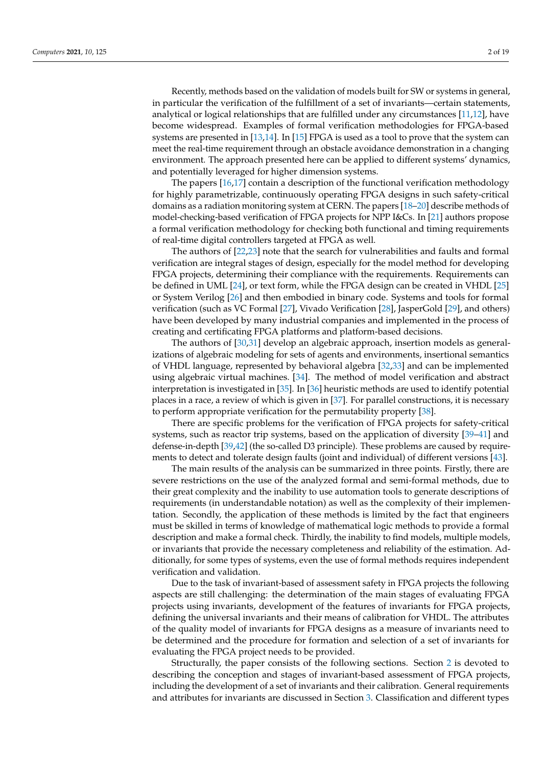Recently, methods based on the validation of models built for SW or systems in general, in particular the verification of the fulfillment of a set of invariants—certain statements, analytical or logical relationships that are fulfilled under any circumstances [11,12], have become widespread. Examples of formal verification methodologies for FPGA-based systems are presented in [13,14]. In [15] FPGA is used as a tool to prove that the system can meet the real-time requirement through an obstacle avoidance demonstration in a changing environment. The approach presented here can be applied to different systems' dynamics, and potentially leveraged for higher dimension systems.

The papers [16,17] contain a description of the functional verification methodology for highly parametrizable, continuously operating FPGA designs in such safety-critical domains as a radiation monitoring system at CERN. The papers [18–20] describe methods of model-checking-based verification of FPGA projects for NPP I&Cs. In [21] authors propose a formal verification methodology for checking both functional and timing requirements of real-time digital controllers targeted at FPGA as well.

The authors of [22,23] note that the search for vulnerabilities and faults and formal verification are integral stages of design, especially for the model method for developing FPGA projects, determining their compliance with the requirements. Requirements can be defined in UML [24], or text form, while the FPGA design can be created in VHDL [25] or System Verilog [26] and then embodied in binary code. Systems and tools for formal verification (such as VC Formal [27], Vivado Verification [28], JasperGold [29], and others) have been developed by many industrial companies and implemented in the process of creating and certificating FPGA platforms and platform-based decisions.

The authors of [30,31] develop an algebraic approach, insertion models as generalizations of algebraic modeling for sets of agents and environments, insertional semantics of VHDL language, represented by behavioral algebra [32,33] and can be implemented using algebraic virtual machines. [34]. The method of model verification and abstract interpretation is investigated in [35]. In [36] heuristic methods are used to identify potential places in a race, a review of which is given in [37]. For parallel constructions, it is necessary to perform appropriate verification for the permutability property [38].

There are specific problems for the verification of FPGA projects for safety-critical systems, such as reactor trip systems, based on the application of diversity [39–41] and defense-in-depth [39,42] (the so-called D3 principle). These problems are caused by requirements to detect and tolerate design faults (joint and individual) of different versions [43].

The main results of the analysis can be summarized in three points. Firstly, there are severe restrictions on the use of the analyzed formal and semi-formal methods, due to their great complexity and the inability to use automation tools to generate descriptions of requirements (in understandable notation) as well as the complexity of their implementation. Secondly, the application of these methods is limited by the fact that engineers must be skilled in terms of knowledge of mathematical logic methods to provide a formal description and make a formal check. Thirdly, the inability to find models, multiple models, or invariants that provide the necessary completeness and reliability of the estimation. Additionally, for some types of systems, even the use of formal methods requires independent verification and validation.

Due to the task of invariant-based of assessment safety in FPGA projects the following aspects are still challenging: the determination of the main stages of evaluating FPGA projects using invariants, development of the features of invariants for FPGA projects, defining the universal invariants and their means of calibration for VHDL. The attributes of the quality model of invariants for FPGA designs as a measure of invariants need to be determined and the procedure for formation and selection of a set of invariants for evaluating the FPGA project needs to be provided.

Structurally, the paper consists of the following sections. Section 2 is devoted to describing the conception and stages of invariant-based assessment of FPGA projects, including the development of a set of invariants and their calibration. General requirements and attributes for invariants are discussed in Section 3. Classification and different types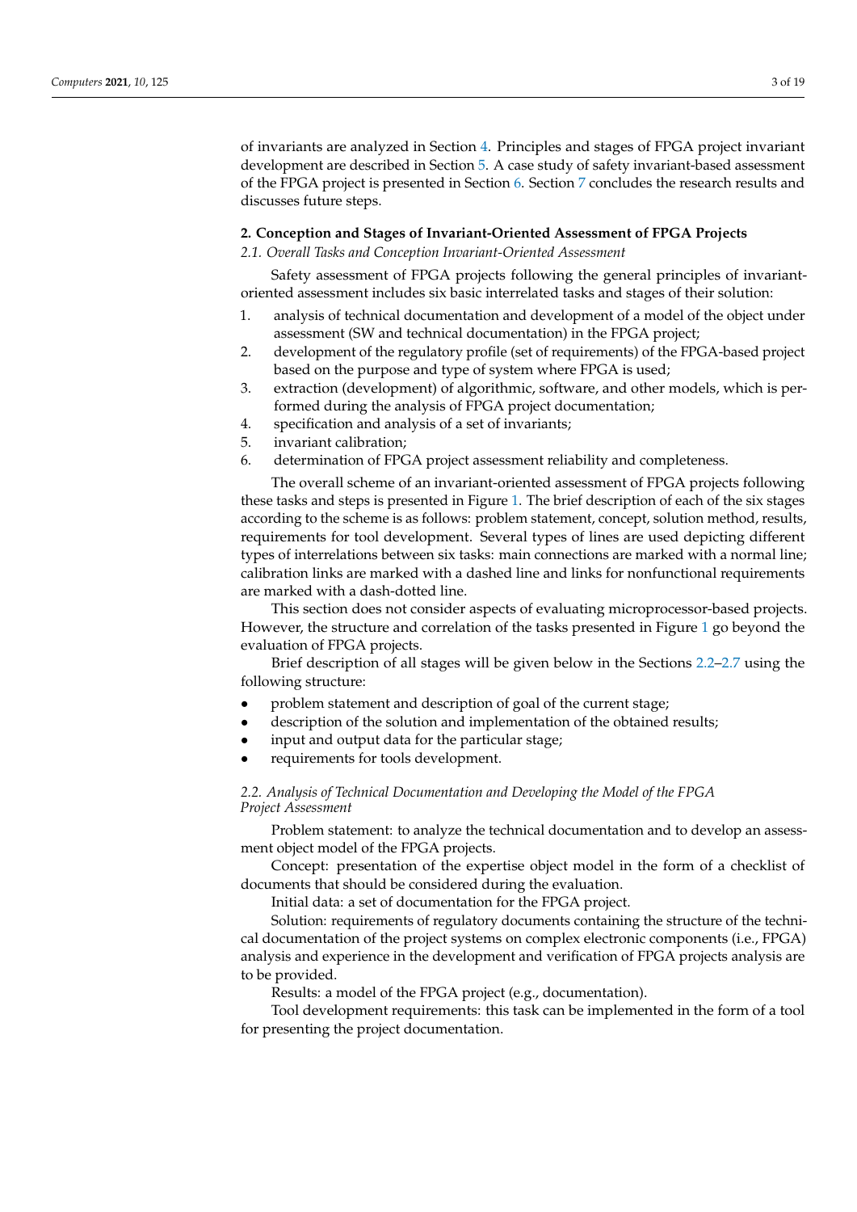of invariants are analyzed in Section 4. Principles and stages of FPGA project invariant development are described in Section 5. A case study of safety invariant-based assessment of the FPGA project is presented in Section 6. Section 7 concludes the research results and discusses future steps.

## 2. Conception and Stages of Invariant-Oriented Assessment of FPGA Projects

### *2.1. Overall Tasks and Conception Invariant-Oriented Assessment*

Safety assessment of FPGA projects following the general principles of invariant-oriented assessment includes six basic interrelated tasks and stages of their solution:

1. analysis of technical documentation and development of a model of the object under assessment (SW and technical documentation) in the FPGA project;
2. development of the regulatory profile (set of requirements) of the FPGA-based project based on the purpose and type of system where FPGA is used;
3. extraction (development) of algorithmic, software, and other models, which is performed during the analysis of FPGA project documentation;
4. specification and analysis of a set of invariants;
5. invariant calibration;
6. determination of FPGA project assessment reliability and completeness.

The overall scheme of an invariant-oriented assessment of FPGA projects following these tasks and steps is presented in Figure 1. The brief description of each of the six stages according to the scheme is as follows: problem statement, concept, solution method, results, requirements for tool development. Several types of lines are used depicting different types of interrelations between six tasks: main connections are marked with a normal line; calibration links are marked with a dashed line and links for nonfunctional requirements are marked with a dash-dotted line.

This section does not consider aspects of evaluating microprocessor-based projects. However, the structure and correlation of the tasks presented in Figure 1 go beyond the evaluation of FPGA projects.

Brief description of all stages will be given below in the Sections 2.2–2.7 using the following structure:

- problem statement and description of goal of the current stage;
- description of the solution and implementation of the obtained results;
- input and output data for the particular stage;
- requirements for tools development.

### *2.2. Analysis of Technical Documentation and Developing the Model of the FPGA Project Assessment*

Problem statement: to analyze the technical documentation and to develop an assessment object model of the FPGA projects.

Concept: presentation of the expertise object model in the form of a checklist of documents that should be considered during the evaluation.

Initial data: a set of documentation for the FPGA project.

Solution: requirements of regulatory documents containing the structure of the technical documentation of the project systems on complex electronic components (i.e., FPGA) analysis and experience in the development and verification of FPGA projects analysis are to be provided.

Results: a model of the FPGA project (e.g., documentation).

Tool development requirements: this task can be implemented in the form of a tool for presenting the project documentation.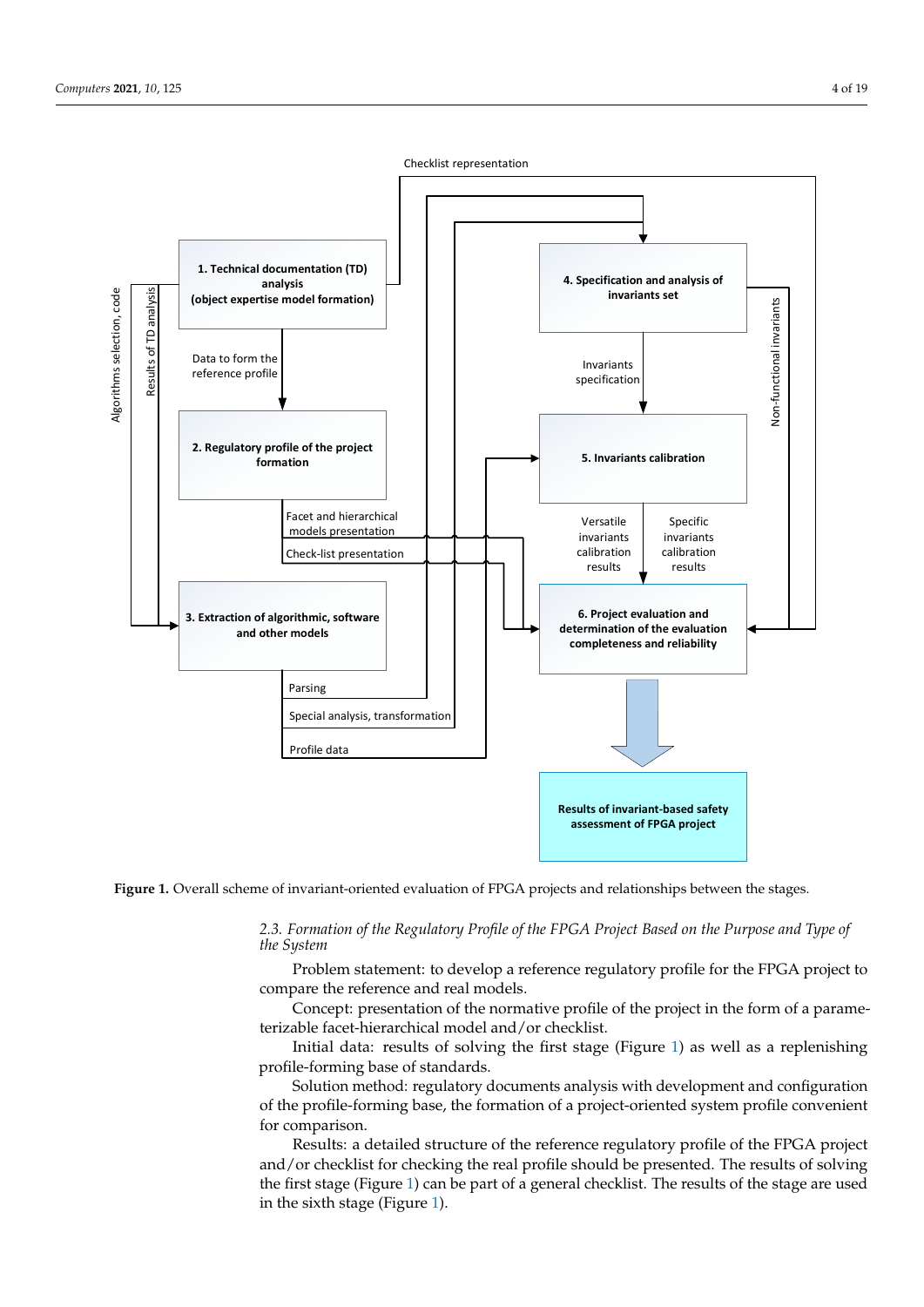Figure 1. Overall scheme of invariant-oriented evaluation of FPGA projects and relationships between the stages.

### 2.3. Formation of the Regulatory Profile of the FPGA Project Based on the Purpose and Type of the System

Problem statement: to develop a reference regulatory profile for the FPGA project to compare the reference and real models.

Concept: presentation of the normative profile of the project in the form of a parameterizable facet-hierarchical model and/or checklist.

Initial data: results of solving the first stage (Figure 1) as well as a replenishing profile-forming base of standards.

Solution method: regulatory documents analysis with development and configuration of the profile-forming base, the formation of a project-oriented system profile convenient for comparison.

Results: a detailed structure of the reference regulatory profile of the FPGA project and/or checklist for checking the real profile should be presented. The results of solving the first stage (Figure 1) can be part of a general checklist. The results of the stage are used in the sixth stage (Figure 1).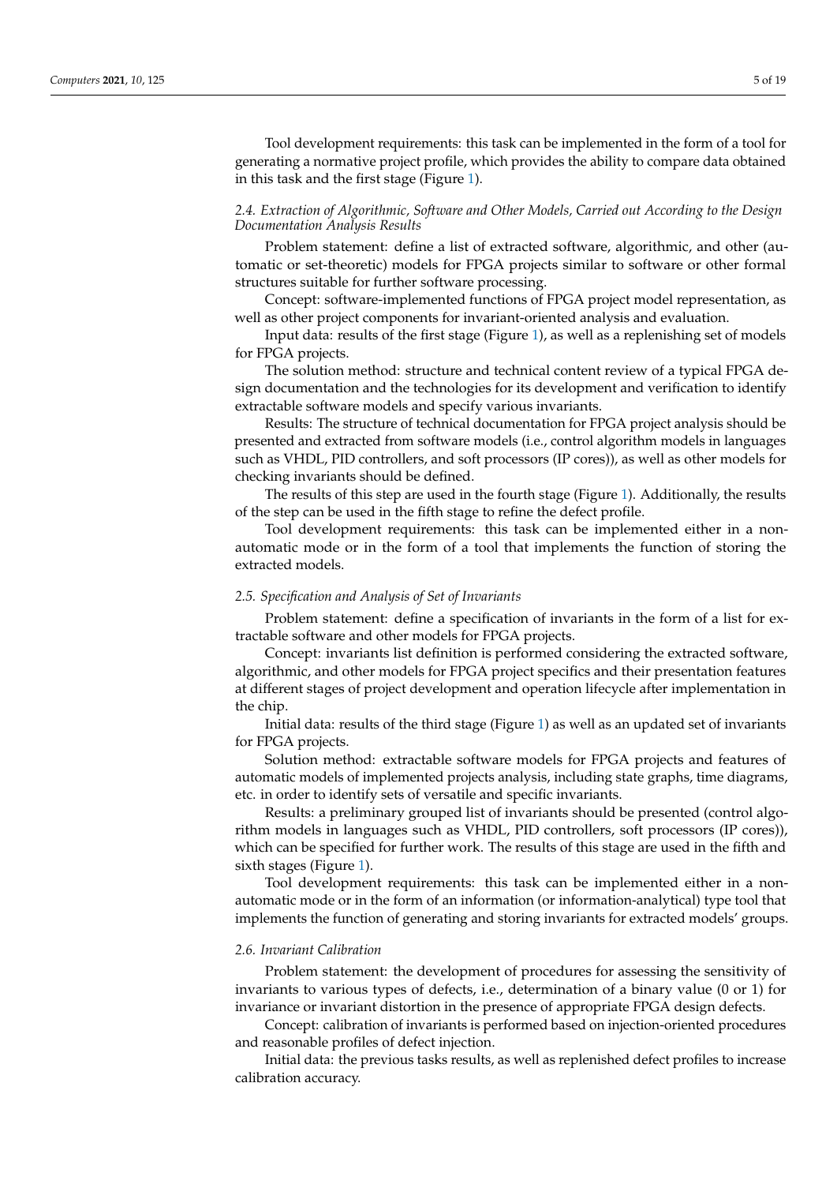Tool development requirements: this task can be implemented in the form of a tool for generating a normative project profile, which provides the ability to compare data obtained in this task and the first stage (Figure 1).

### *2.4. Extraction of Algorithmic, Software and Other Models, Carried out According to the Design Documentation Analysis Results*

Problem statement: define a list of extracted software, algorithmic, and other (automatic or set-theoretic) models for FPGA projects similar to software or other formal structures suitable for further software processing.

Concept: software-implemented functions of FPGA project model representation, as well as other project components for invariant-oriented analysis and evaluation.

Input data: results of the first stage (Figure 1), as well as a replenishing set of models for FPGA projects.

The solution method: structure and technical content review of a typical FPGA design documentation and the technologies for its development and verification to identify extractable software models and specify various invariants.

Results: The structure of technical documentation for FPGA project analysis should be presented and extracted from software models (i.e., control algorithm models in languages such as VHDL, PID controllers, and soft processors (IP cores)), as well as other models for checking invariants should be defined.

The results of this step are used in the fourth stage (Figure 1). Additionally, the results of the step can be used in the fifth stage to refine the defect profile.

Tool development requirements: this task can be implemented either in a non-automatic mode or in the form of a tool that implements the function of storing the extracted models.

### *2.5. Specification and Analysis of Set of Invariants*

Problem statement: define a specification of invariants in the form of a list for extractable software and other models for FPGA projects.

Concept: invariants list definition is performed considering the extracted software, algorithmic, and other models for FPGA project specifics and their presentation features at different stages of project development and operation lifecycle after implementation in the chip.

Initial data: results of the third stage (Figure 1) as well as an updated set of invariants for FPGA projects.

Solution method: extractable software models for FPGA projects and features of automatic models of implemented projects analysis, including state graphs, time diagrams, etc. in order to identify sets of versatile and specific invariants.

Results: a preliminary grouped list of invariants should be presented (control algorithm models in languages such as VHDL, PID controllers, soft processors (IP cores)), which can be specified for further work. The results of this stage are used in the fifth and sixth stages (Figure 1).

Tool development requirements: this task can be implemented either in a non-automatic mode or in the form of an information (or information-analytical) type tool that implements the function of generating and storing invariants for extracted models' groups.

### *2.6. Invariant Calibration*

Problem statement: the development of procedures for assessing the sensitivity of invariants to various types of defects, i.e., determination of a binary value (0 or 1) for invariance or invariant distortion in the presence of appropriate FPGA design defects.

Concept: calibration of invariants is performed based on injection-oriented procedures and reasonable profiles of defect injection.

Initial data: the previous tasks results, as well as replenished defect profiles to increase calibration accuracy.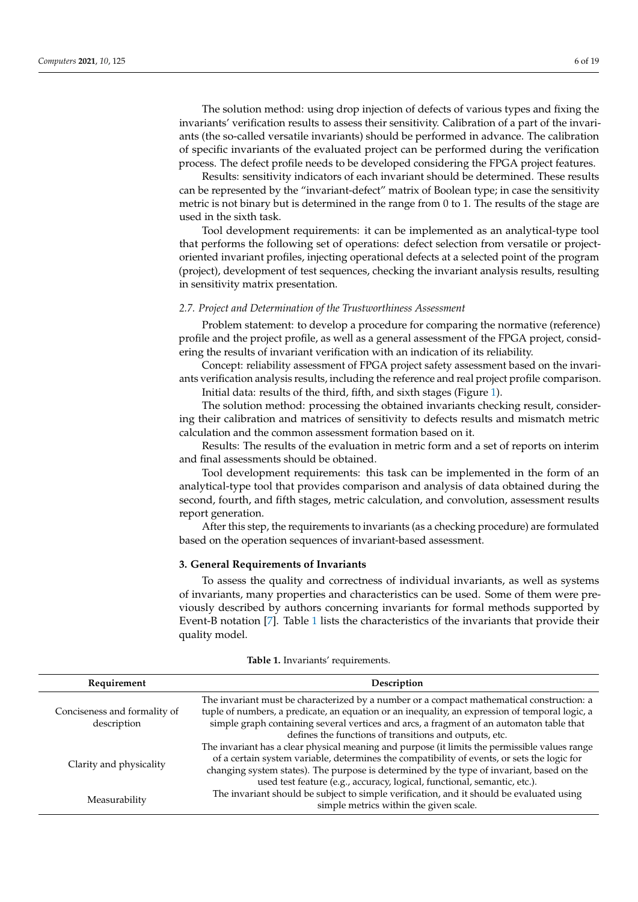The solution method: using drop injection of defects of various types and fixing the invariants' verification results to assess their sensitivity. Calibration of a part of the invariants (the so-called versatile invariants) should be performed in advance. The calibration of specific invariants of the evaluated project can be performed during the verification process. The defect profile needs to be developed considering the FPGA project features.

Results: sensitivity indicators of each invariant should be determined. These results can be represented by the "invariant-defect" matrix of Boolean type; in case the sensitivity metric is not binary but is determined in the range from 0 to 1. The results of the stage are used in the sixth task.

Tool development requirements: it can be implemented as an analytical-type tool that performs the following set of operations: defect selection from versatile or project-oriented invariant profiles, injecting operational defects at a selected point of the program (project), development of test sequences, checking the invariant analysis results, resulting in sensitivity matrix presentation.

### *2.7. Project and Determination of the Trustworthiness Assessment*

Problem statement: to develop a procedure for comparing the normative (reference) profile and the project profile, as well as a general assessment of the FPGA project, considering the results of invariant verification with an indication of its reliability.

Concept: reliability assessment of FPGA project safety assessment based on the invariants verification analysis results, including the reference and real project profile comparison.

Initial data: results of the third, fifth, and sixth stages (Figure 1).

The solution method: processing the obtained invariants checking result, considering their calibration and matrices of sensitivity to defects results and mismatch metric calculation and the common assessment formation based on it.

Results: The results of the evaluation in metric form and a set of reports on interim and final assessments should be obtained.

Tool development requirements: this task can be implemented in the form of an analytical-type tool that provides comparison and analysis of data obtained during the second, fourth, and fifth stages, metric calculation, and convolution, assessment results report generation.

After this step, the requirements to invariants (as a checking procedure) are formulated based on the operation sequences of invariant-based assessment.

## **3. General Requirements of Invariants**

To assess the quality and correctness of individual invariants, as well as systems of invariants, many properties and characteristics can be used. Some of them were previously described by authors concerning invariants for formal methods supported by Event-B notation [7]. Table 1 lists the characteristics of the invariants that provide their quality model.

**Table 1.** Invariants' requirements.

| Requirement | Description |
|---|---|
| Conciseness and formality of description | The invariant must be characterized by a number or a compact mathematical construction: a tuple of numbers, a predicate, an equation or an inequality, an expression of temporal logic, a simple graph containing several vertices and arcs, a fragment of an automaton table that defines the functions of transitions and outputs, etc. |
| Clarity and physicality | The invariant has a clear physical meaning and purpose (it limits the permissible values range of a certain system variable, determines the compatibility of events, or sets the logic for changing system states). The purpose is determined by the type of invariant, based on the used test feature (e.g., accuracy, logical, functional, semantic, etc.). |
| Measurability | The invariant should be subject to simple verification, and it should be evaluated using simple metrics within the given scale. |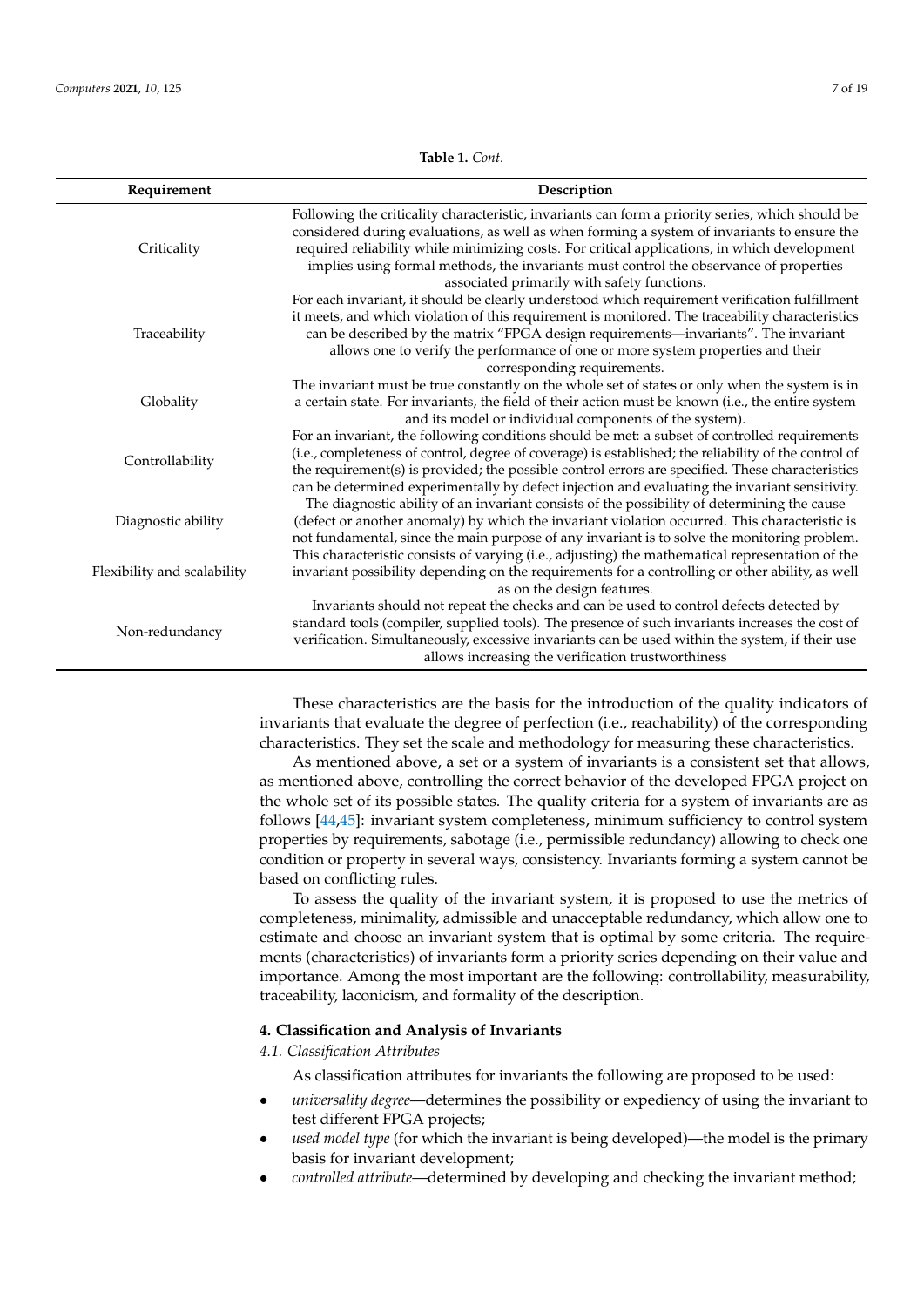**Table 1.** *Cont.*

| Requirement | Description |
| --- | --- |
| Criticality | Following the criticality characteristic, invariants can form a priority series, which should be considered during evaluations, as well as when forming a system of invariants to ensure the required reliability while minimizing costs. For critical applications, in which development implies using formal methods, the invariants must control the observance of properties associated primarily with safety functions. |
| Traceability | For each invariant, it should be clearly understood which requirement verification fulfillment it meets, and which violation of this requirement is monitored. The traceability characteristics can be described by the matrix "FPGA design requirements—invariants". The invariant allows one to verify the performance of one or more system properties and their corresponding requirements. |
| Globality | The invariant must be true constantly on the whole set of states or only when the system is in a certain state. For invariants, the field of their action must be known (i.e., the entire system and its model or individual components of the system). |
| Controllability | For an invariant, the following conditions should be met: a subset of controlled requirements (i.e., completeness of control, degree of coverage) is established; the reliability of the control of the requirement(s) is provided; the possible control errors are specified. These characteristics can be determined experimentally by defect injection and evaluating the invariant sensitivity. |
| Diagnostic ability | The diagnostic ability of an invariant consists of the possibility of determining the cause (defect or another anomaly) by which the invariant violation occurred. This characteristic is not fundamental, since the main purpose of any invariant is to solve the monitoring problem. |
| Flexibility and scalability | This characteristic consists of varying (i.e., adjusting) the mathematical representation of the invariant possibility depending on the requirements for a controlling or other ability, as well as on the design features. |
| Non-redundancy | Invariants should not repeat the checks and can be used to control defects detected by standard tools (compiler, supplied tools). The presence of such invariants increases the cost of verification. Simultaneously, excessive invariants can be used within the system, if their use allows increasing the verification trustworthiness |

These characteristics are the basis for the introduction of the quality indicators of invariants that evaluate the degree of perfection (i.e., reachability) of the corresponding characteristics. They set the scale and methodology for measuring these characteristics.

As mentioned above, a set or a system of invariants is a consistent set that allows, as mentioned above, controlling the correct behavior of the developed FPGA project on the whole set of its possible states. The quality criteria for a system of invariants are as follows [44,45]: invariant system completeness, minimum sufficiency to control system properties by requirements, sabotage (i.e., permissible redundancy) allowing to check one condition or property in several ways, consistency. Invariants forming a system cannot be based on conflicting rules.

To assess the quality of the invariant system, it is proposed to use the metrics of completeness, minimality, admissible and unacceptable redundancy, which allow one to estimate and choose an invariant system that is optimal by some criteria. The requirements (characteristics) of invariants form a priority series depending on their value and importance. Among the most important are the following: controllability, measurability, traceability, laconicism, and formality of the description.

## 4. Classification and Analysis of Invariants

### 4.1. Classification Attributes

As classification attributes for invariants the following are proposed to be used:

- *universality degree*—determines the possibility or expediency of using the invariant to test different FPGA projects;
- *used model type* (for which the invariant is being developed)—the model is the primary basis for invariant development;
- *controlled attribute*—determined by developing and checking the invariant method;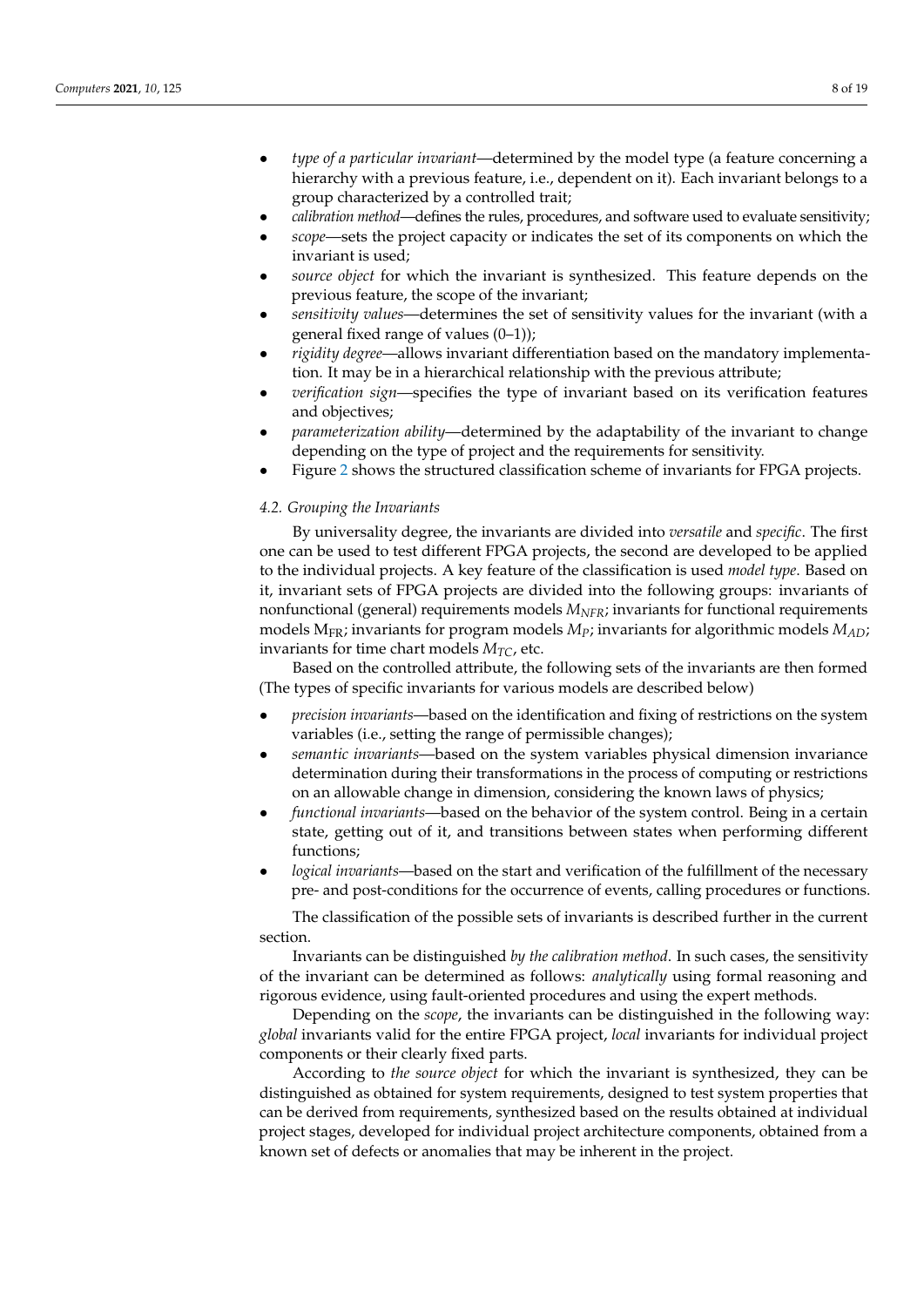- *type of a particular invariant*—determined by the model type (a feature concerning a hierarchy with a previous feature, i.e., dependent on it). Each invariant belongs to a group characterized by a controlled trait;
- *calibration method*—defines the rules, procedures, and software used to evaluate sensitivity;
- *scope*—sets the project capacity or indicates the set of its components on which the invariant is used;
- *source object* for which the invariant is synthesized. This feature depends on the previous feature, the scope of the invariant;
- *sensitivity values*—determines the set of sensitivity values for the invariant (with a general fixed range of values (0–1));
- *rigidity degree*—allows invariant differentiation based on the mandatory implementation. It may be in a hierarchical relationship with the previous attribute;
- *verification sign*—specifies the type of invariant based on its verification features and objectives;
- *parameterization ability*—determined by the adaptability of the invariant to change depending on the type of project and the requirements for sensitivity.
- Figure 2 shows the structured classification scheme of invariants for FPGA projects.

### 4.2. Grouping the Invariants

By universality degree, the invariants are divided into *versatile* and *specific*. The first one can be used to test different FPGA projects, the second are developed to be applied to the individual projects. A key feature of the classification is used *model type*. Based on it, invariant sets of FPGA projects are divided into the following groups: invariants of nonfunctional (general) requirements models $M_{NFR}$; invariants for functional requirements models $M_{FR}$; invariants for program models $M_P$; invariants for algorithmic models $M_{AD}$; invariants for time chart models $M_{TC}$, etc.

Based on the controlled attribute, the following sets of the invariants are then formed (The types of specific invariants for various models are described below)

- *precision invariants*—based on the identification and fixing of restrictions on the system variables (i.e., setting the range of permissible changes);
- *semantic invariants*—based on the system variables physical dimension invariance determination during their transformations in the process of computing or restrictions on an allowable change in dimension, considering the known laws of physics;
- *functional invariants*—based on the behavior of the system control. Being in a certain state, getting out of it, and transitions between states when performing different functions;
- *logical invariants*—based on the start and verification of the fulfillment of the necessary pre- and post-conditions for the occurrence of events, calling procedures or functions.

The classification of the possible sets of invariants is described further in the current section.

Invariants can be distinguished *by the calibration method*. In such cases, the sensitivity of the invariant can be determined as follows: *analytically* using formal reasoning and rigorous evidence, using fault-oriented procedures and using the expert methods.

Depending on the *scope*, the invariants can be distinguished in the following way: *global* invariants valid for the entire FPGA project, *local* invariants for individual project components or their clearly fixed parts.

According to *the source object* for which the invariant is synthesized, they can be distinguished as obtained for system requirements, designed to test system properties that can be derived from requirements, synthesized based on the results obtained at individual project stages, developed for individual project architecture components, obtained from a known set of defects or anomalies that may be inherent in the project.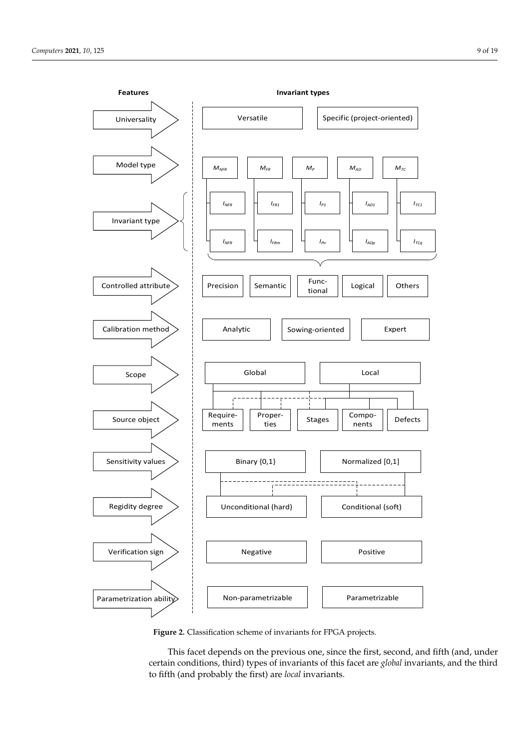**Figure 2.** Classification scheme of invariants for FPGA projects.

This facet depends on the previous one, since the first, second, and fifth (and, under certain conditions, third) types of invariants of this facet are *global* invariants, and the third to fifth (and probably the first) are *local* invariants.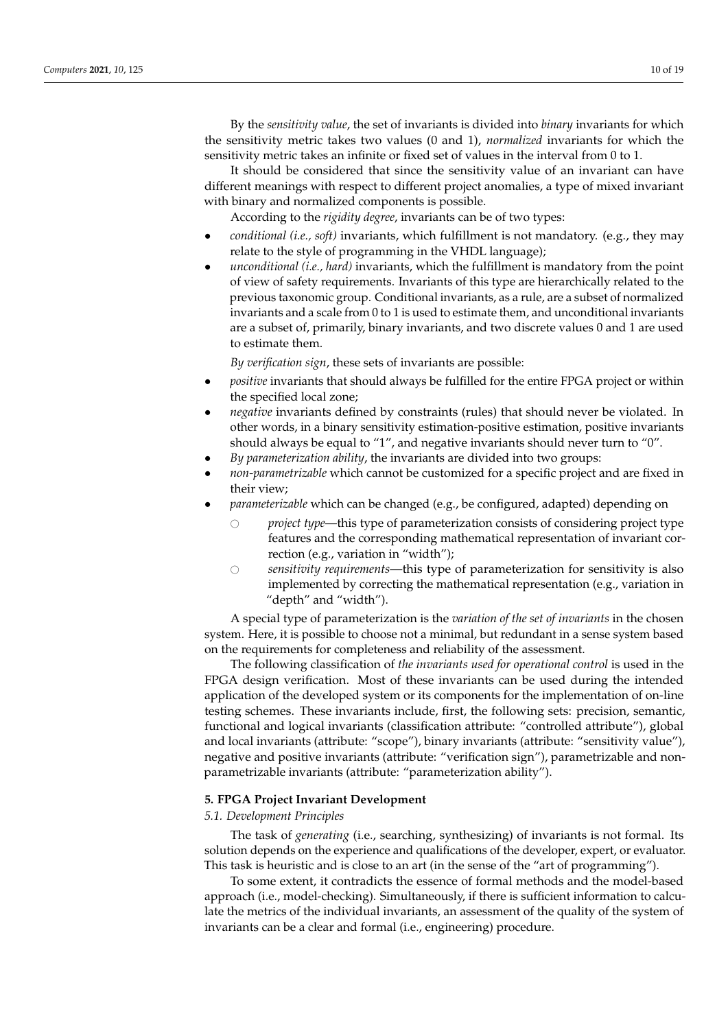By the *sensitivity value*, the set of invariants is divided into *binary* invariants for which the sensitivity metric takes two values (0 and 1), *normalized* invariants for which the sensitivity metric takes an infinite or fixed set of values in the interval from 0 to 1.

It should be considered that since the sensitivity value of an invariant can have different meanings with respect to different project anomalies, a type of mixed invariant with binary and normalized components is possible.

According to the *rigidity degree*, invariants can be of two types:

- *conditional (i.e., soft)* invariants, which fulfillment is not mandatory. (e.g., they may relate to the style of programming in the VHDL language);
- *unconditional (i.e., hard)* invariants, which the fulfillment is mandatory from the point of view of safety requirements. Invariants of this type are hierarchically related to the previous taxonomic group. Conditional invariants, as a rule, are a subset of normalized invariants and a scale from 0 to 1 is used to estimate them, and unconditional invariants are a subset of, primarily, binary invariants, and two discrete values 0 and 1 are used to estimate them.

*By verification sign*, these sets of invariants are possible:

- *positive* invariants that should always be fulfilled for the entire FPGA project or within the specified local zone;
- *negative* invariants defined by constraints (rules) that should never be violated. In other words, in a binary sensitivity estimation-positive estimation, positive invariants should always be equal to "1", and negative invariants should never turn to "0".
- *By parameterization ability*, the invariants are divided into two groups:
- *non-parametrizable* which cannot be customized for a specific project and are fixed in their view;
- *parameterizable* which can be changed (e.g., be configured, adapted) depending on
  - *project type*—this type of parameterization consists of considering project type features and the corresponding mathematical representation of invariant correction (e.g., variation in "width");
  - *sensitivity requirements*—this type of parameterization for sensitivity is also implemented by correcting the mathematical representation (e.g., variation in "depth" and "width").

A special type of parameterization is the *variation of the set of invariants* in the chosen system. Here, it is possible to choose not a minimal, but redundant in a sense system based on the requirements for completeness and reliability of the assessment.

The following classification of *the invariants used for operational control* is used in the FPGA design verification. Most of these invariants can be used during the intended application of the developed system or its components for the implementation of on-line testing schemes. These invariants include, first, the following sets: precision, semantic, functional and logical invariants (classification attribute: "controlled attribute"), global and local invariants (attribute: "scope"), binary invariants (attribute: "sensitivity value"), negative and positive invariants (attribute: "verification sign"), parametrizable and non-parametrizable invariants (attribute: "parameterization ability").

## 5. FPGA Project Invariant Development

### 5.1. Development Principles

The task of *generating* (i.e., searching, synthesizing) of invariants is not formal. Its solution depends on the experience and qualifications of the developer, expert, or evaluator. This task is heuristic and is close to an art (in the sense of the "art of programming").

To some extent, it contradicts the essence of formal methods and the model-based approach (i.e., model-checking). Simultaneously, if there is sufficient information to calculate the metrics of the individual invariants, an assessment of the quality of the system of invariants can be a clear and formal (i.e., engineering) procedure.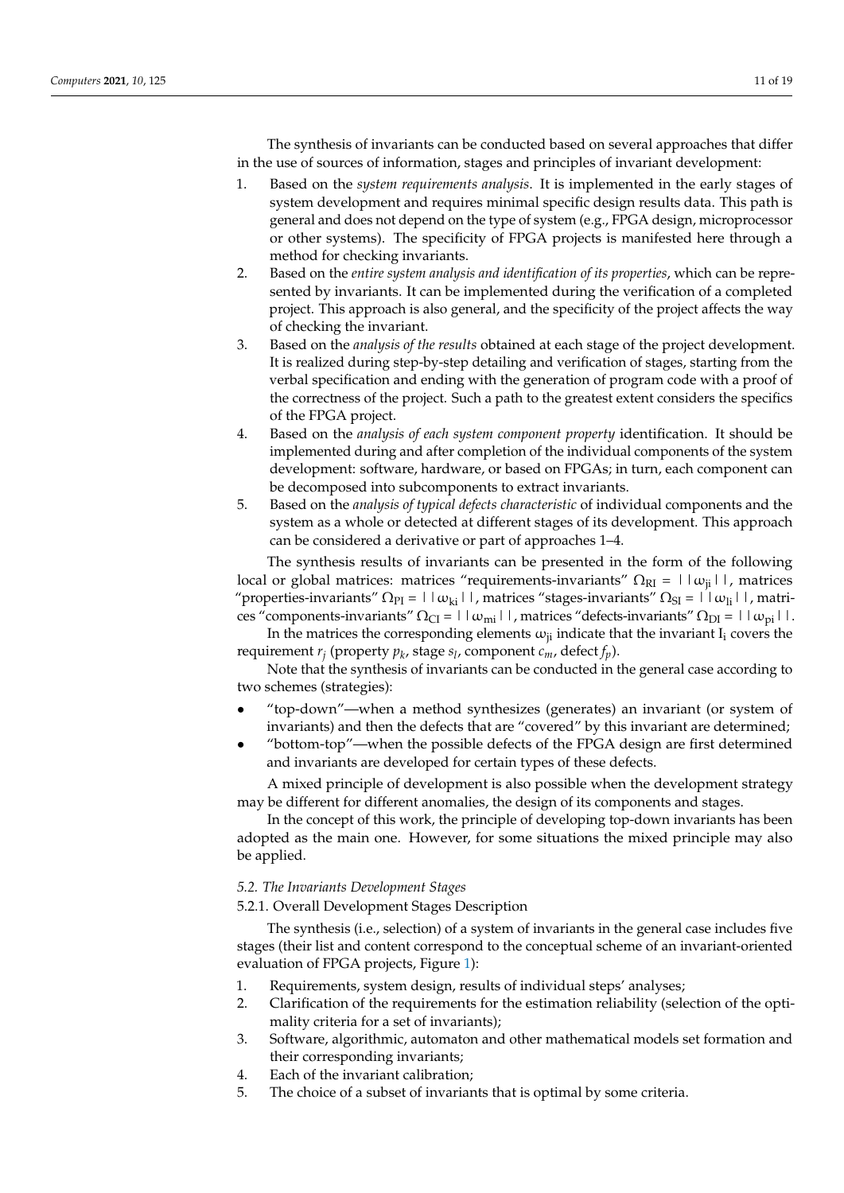The synthesis of invariants can be conducted based on several approaches that differ in the use of sources of information, stages and principles of invariant development:

1. Based on the *system requirements analysis*. It is implemented in the early stages of system development and requires minimal specific design results data. This path is general and does not depend on the type of system (e.g., FPGA design, microprocessor or other systems). The specificity of FPGA projects is manifested here through a method for checking invariants.
2. Based on the *entire system analysis and identification of its properties*, which can be represented by invariants. It can be implemented during the verification of a completed project. This approach is also general, and the specificity of the project affects the way of checking the invariant.
3. Based on the *analysis of the results* obtained at each stage of the project development. It is realized during step-by-step detailing and verification of stages, starting from the verbal specification and ending with the generation of program code with a proof of the correctness of the project. Such a path to the greatest extent considers the specifics of the FPGA project.
4. Based on the *analysis of each system component property* identification. It should be implemented during and after completion of the individual components of the system development: software, hardware, or based on FPGAs; in turn, each component can be decomposed into subcomponents to extract invariants.
5. Based on the *analysis of typical defects characteristic* of individual components and the system as a whole or detected at different stages of its development. This approach can be considered a derivative or part of approaches 1–4.

The synthesis results of invariants can be presented in the form of the following local or global matrices: matrices "requirements-invariants" $\Omega_{RI} = ||\omega_{ji}||$, matrices "properties-invariants" $\Omega_{PI} = ||\omega_{ki}||$, matrices "stages-invariants" $\Omega_{SI} = ||\omega_{li}||$, matrices "components-invariants" $\Omega_{CI} = ||\omega_{mi}||$, matrices "defects-invariants" $\Omega_{DI} = ||\omega_{pi}||$.

In the matrices the corresponding elements $\omega_{ji}$ indicate that the invariant $I_i$ covers the requirement $r_j$ (property $p_k$, stage $s_l$, component $c_m$, defect $f_p$).

Note that the synthesis of invariants can be conducted in the general case according to two schemes (strategies):

- "top-down"—when a method synthesizes (generates) an invariant (or system of invariants) and then the defects that are "covered" by this invariant are determined;
- "bottom-top"—when the possible defects of the FPGA design are first determined and invariants are developed for certain types of these defects.

A mixed principle of development is also possible when the development strategy may be different for different anomalies, the design of its components and stages.

In the concept of this work, the principle of developing top-down invariants has been adopted as the main one. However, for some situations the mixed principle may also be applied.

### *5.2. The Invariants Development Stages*

#### 5.2.1. Overall Development Stages Description

The synthesis (i.e., selection) of a system of invariants in the general case includes five stages (their list and content correspond to the conceptual scheme of an invariant-oriented evaluation of FPGA projects, Figure 1):

1. Requirements, system design, results of individual steps' analyses;
2. Clarification of the requirements for the estimation reliability (selection of the optimality criteria for a set of invariants);
3. Software, algorithmic, automaton and other mathematical models set formation and their corresponding invariants;
4. Each of the invariant calibration;
5. The choice of a subset of invariants that is optimal by some criteria.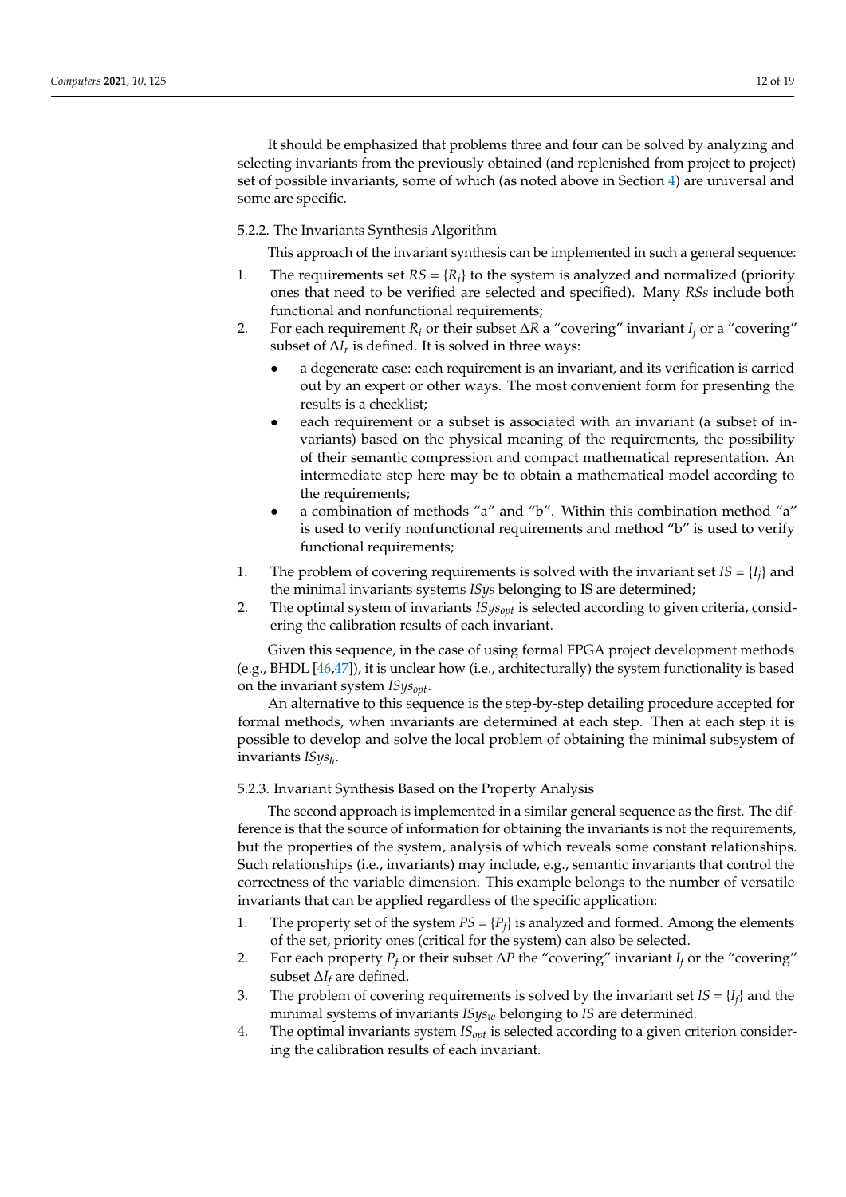It should be emphasized that problems three and four can be solved by analyzing and selecting invariants from the previously obtained (and replenished from project to project) set of possible invariants, some of which (as noted above in Section 4) are universal and some are specific.

### 5.2.2. The Invariants Synthesis Algorithm

This approach of the invariant synthesis can be implemented in such a general sequence:

1. The requirements set $RS = \{R_i\}$ to the system is analyzed and normalized (priority ones that need to be verified are selected and specified). Many *RSs* include both functional and nonfunctional requirements;
2. For each requirement $R_i$ or their subset $\Delta R$ a "covering" invariant $I_j$ or a "covering" subset of $\Delta I_r$ is defined. It is solved in three ways:
   - a degenerate case: each requirement is an invariant, and its verification is carried out by an expert or other ways. The most convenient form for presenting the results is a checklist;
   - each requirement or a subset is associated with an invariant (a subset of invariants) based on the physical meaning of the requirements, the possibility of their semantic compression and compact mathematical representation. An intermediate step here may be to obtain a mathematical model according to the requirements;
   - a combination of methods "a" and "b". Within this combination method "a" is used to verify nonfunctional requirements and method "b" is used to verify functional requirements;
1. The problem of covering requirements is solved with the invariant set $IS = \{I_j\}$ and the minimal invariants systems *ISys* belonging to IS are determined;
2. The optimal system of invariants $ISys_{opt}$ is selected according to given criteria, considering the calibration results of each invariant.

Given this sequence, in the case of using formal FPGA project development methods (e.g., BHDL [46,47]), it is unclear how (i.e., architecturally) the system functionality is based on the invariant system $ISys_{opt}$.

An alternative to this sequence is the step-by-step detailing procedure accepted for formal methods, when invariants are determined at each step. Then at each step it is possible to develop and solve the local problem of obtaining the minimal subsystem of invariants $ISys_h$.

### 5.2.3. Invariant Synthesis Based on the Property Analysis

The second approach is implemented in a similar general sequence as the first. The difference is that the source of information for obtaining the invariants is not the requirements, but the properties of the system, analysis of which reveals some constant relationships. Such relationships (i.e., invariants) may include, e.g., semantic invariants that control the correctness of the variable dimension. This example belongs to the number of versatile invariants that can be applied regardless of the specific application:

1. The property set of the system $PS = \{P_f\}$ is analyzed and formed. Among the elements of the set, priority ones (critical for the system) can also be selected.
2. For each property $P_f$ or their subset $\Delta P$ the "covering" invariant $I_f$ or the "covering" subset $\Delta I_f$ are defined.
3. The problem of covering requirements is solved by the invariant set $IS = \{I_f\}$ and the minimal systems of invariants $ISys_w$ belonging to *IS* are determined.
4. The optimal invariants system $IS_{opt}$ is selected according to a given criterion considering the calibration results of each invariant.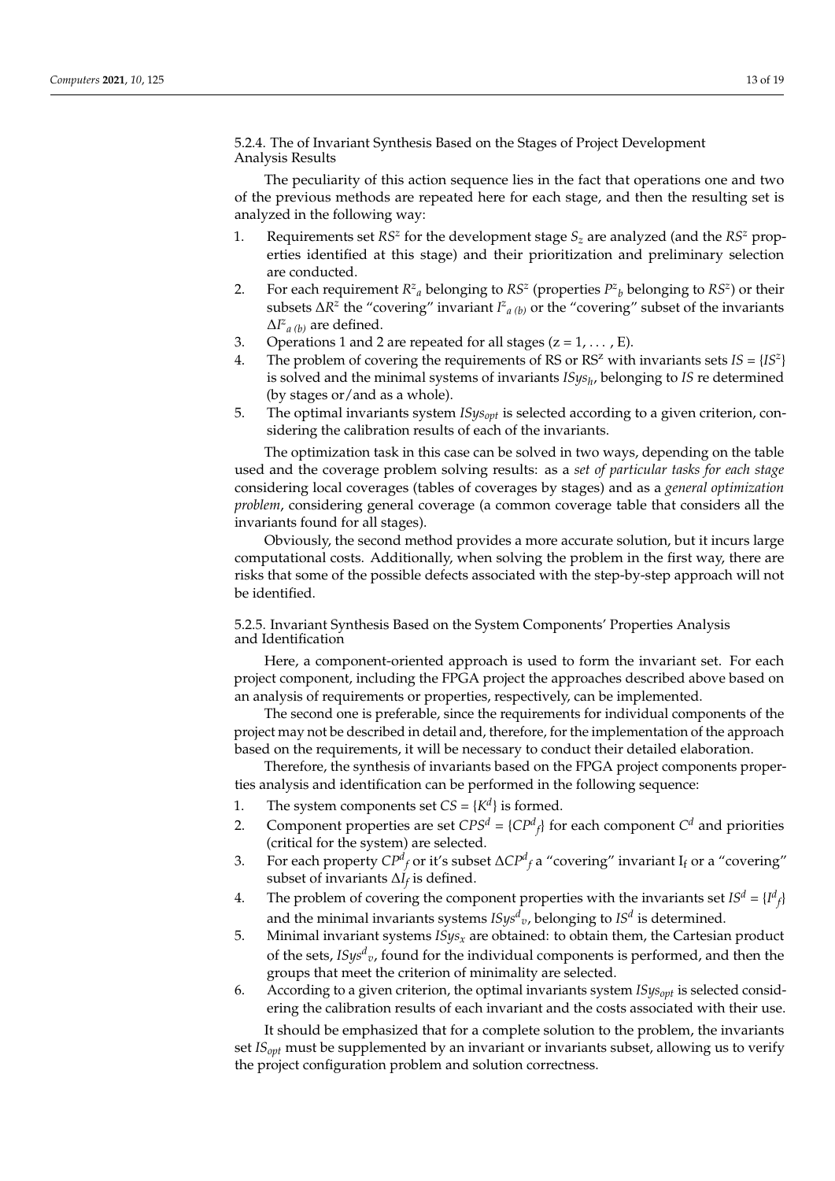#### 5.2.4. The of Invariant Synthesis Based on the Stages of Project Development Analysis Results

The peculiarity of this action sequence lies in the fact that operations one and two of the previous methods are repeated here for each stage, and then the resulting set is analyzed in the following way:

1. Requirements set $RS^z$ for the development stage $S_z$ are analyzed (and the $RS^z$ properties identified at this stage) and their prioritization and preliminary selection are conducted.
2. For each requirement $R^z{}_a$ belonging to $RS^z$ (properties $P^z{}_b$ belonging to $RS^z$) or their subsets $\Delta R^z$ the "covering" invariant $I^z{}_{a\ (b)}$ or the "covering" subset of the invariants $\Delta I^z{}_{a\ (b)}$ are defined.
3. Operations 1 and 2 are repeated for all stages (z = 1, . . . , E).
4. The problem of covering the requirements of RS or $RS^z$ with invariants sets $IS = \{IS^z\}$ is solved and the minimal systems of invariants $ISys_h$, belonging to $IS$ re determined (by stages or/and as a whole).
5. The optimal invariants system $ISys_{opt}$ is selected according to a given criterion, considering the calibration results of each of the invariants.

The optimization task in this case can be solved in two ways, depending on the table used and the coverage problem solving results: as a *set of particular tasks for each stage* considering local coverages (tables of coverages by stages) and as a *general optimization problem*, considering general coverage (a common coverage table that considers all the invariants found for all stages).

Obviously, the second method provides a more accurate solution, but it incurs large computational costs. Additionally, when solving the problem in the first way, there are risks that some of the possible defects associated with the step-by-step approach will not be identified.

#### 5.2.5. Invariant Synthesis Based on the System Components' Properties Analysis and Identification

Here, a component-oriented approach is used to form the invariant set. For each project component, including the FPGA project the approaches described above based on an analysis of requirements or properties, respectively, can be implemented.

The second one is preferable, since the requirements for individual components of the project may not be described in detail and, therefore, for the implementation of the approach based on the requirements, it will be necessary to conduct their detailed elaboration.

Therefore, the synthesis of invariants based on the FPGA project components properties analysis and identification can be performed in the following sequence:

1. The system components set $CS = \{K^d\}$ is formed.
2. Component properties are set $CPS^d = \{CP^d{}_f\}$ for each component $C^d$ and priorities (critical for the system) are selected.
3. For each property $CP^d{}_f$ or it's subset $\Delta CP^d{}_f$ a "covering" invariant $I_f$ or a "covering" subset of invariants $\Delta I_f$ is defined.
4. The problem of covering the component properties with the invariants set $IS^d = \{I^d{}_f\}$ and the minimal invariants systems $ISys^d{}_v$, belonging to $IS^d$ is determined.
5. Minimal invariant systems $ISys_x$ are obtained: to obtain them, the Cartesian product of the sets, $ISys^d{}_v$, found for the individual components is performed, and then the groups that meet the criterion of minimality are selected.
6. According to a given criterion, the optimal invariants system $ISys_{opt}$ is selected considering the calibration results of each invariant and the costs associated with their use.

It should be emphasized that for a complete solution to the problem, the invariants set $IS_{opt}$ must be supplemented by an invariant or invariants subset, allowing us to verify the project configuration problem and solution correctness.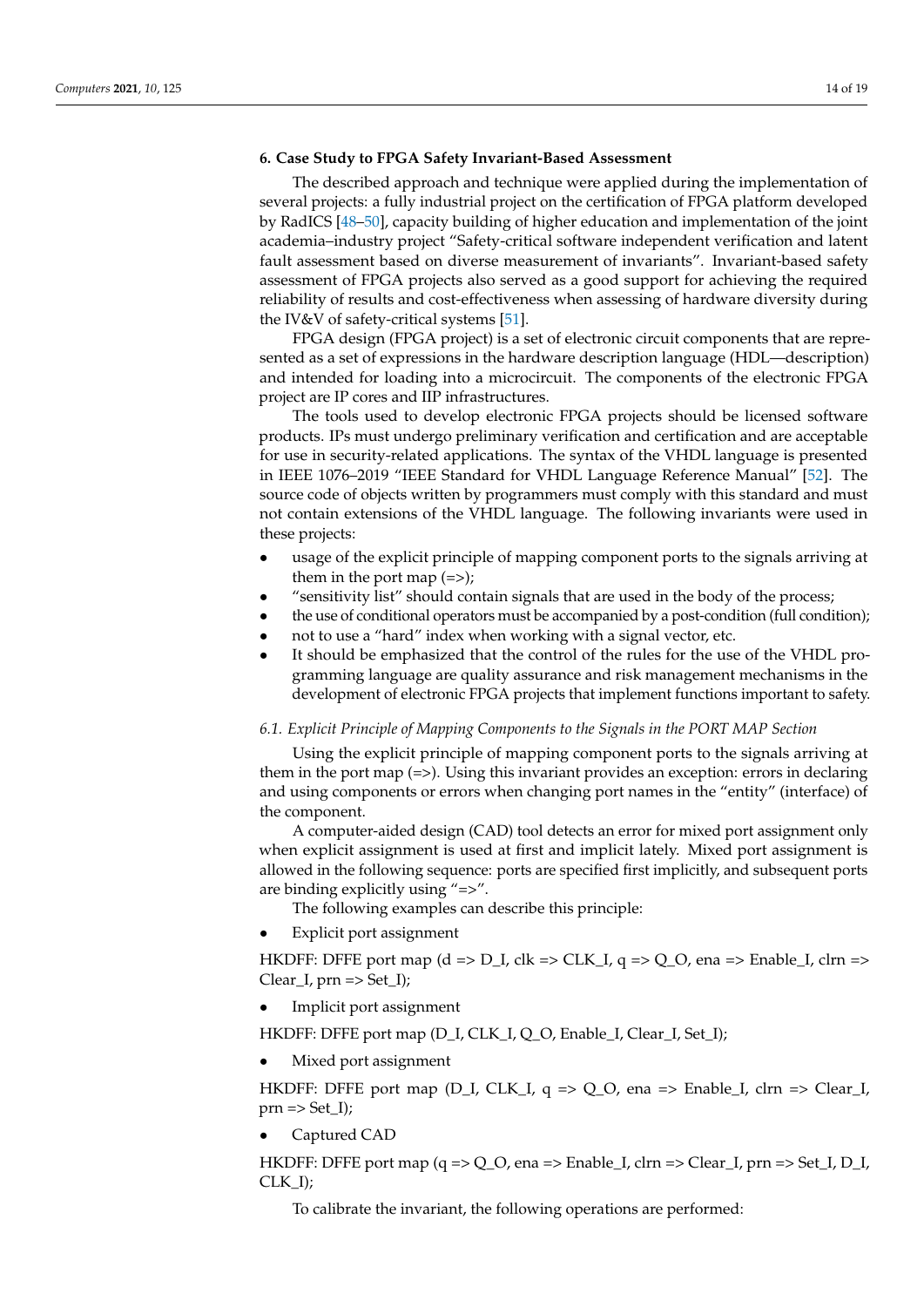## 6. Case Study to FPGA Safety Invariant-Based Assessment

The described approach and technique were applied during the implementation of several projects: a fully industrial project on the certification of FPGA platform developed by RadICS [48–50], capacity building of higher education and implementation of the joint academia–industry project "Safety-critical software independent verification and latent fault assessment based on diverse measurement of invariants". Invariant-based safety assessment of FPGA projects also served as a good support for achieving the required reliability of results and cost-effectiveness when assessing of hardware diversity during the IV&V of safety-critical systems [51].

FPGA design (FPGA project) is a set of electronic circuit components that are represented as a set of expressions in the hardware description language (HDL—description) and intended for loading into a microcircuit. The components of the electronic FPGA project are IP cores and IIP infrastructures.

The tools used to develop electronic FPGA projects should be licensed software products. IPs must undergo preliminary verification and certification and are acceptable for use in security-related applications. The syntax of the VHDL language is presented in IEEE 1076–2019 "IEEE Standard for VHDL Language Reference Manual" [52]. The source code of objects written by programmers must comply with this standard and must not contain extensions of the VHDL language. The following invariants were used in these projects:

- usage of the explicit principle of mapping component ports to the signals arriving at them in the port map (=>);
- "sensitivity list" should contain signals that are used in the body of the process;
- the use of conditional operators must be accompanied by a post-condition (full condition);
- not to use a "hard" index when working with a signal vector, etc.
- It should be emphasized that the control of the rules for the use of the VHDL programming language are quality assurance and risk management mechanisms in the development of electronic FPGA projects that implement functions important to safety.

### 6.1. Explicit Principle of Mapping Components to the Signals in the PORT MAP Section

Using the explicit principle of mapping component ports to the signals arriving at them in the port map (=>). Using this invariant provides an exception: errors in declaring and using components or errors when changing port names in the "entity" (interface) of the component.

A computer-aided design (CAD) tool detects an error for mixed port assignment only when explicit assignment is used at first and implicit lately. Mixed port assignment is allowed in the following sequence: ports are specified first implicitly, and subsequent ports are binding explicitly using "=>".

The following examples can describe this principle:

- Explicit port assignment

HKDFF: DFFE port map (d => D_I, clk => CLK_I, q => Q_O, ena => Enable_I, clrn => Clear_I, prn => Set_I);

- Implicit port assignment

HKDFF: DFFE port map (D_I, CLK_I, Q_O, Enable_I, Clear_I, Set_I);

- Mixed port assignment

HKDFF: DFFE port map (D_I, CLK_I, q => Q_O, ena => Enable_I, clrn => Clear_I, prn => Set_I);

- Captured CAD

HKDFF: DFFE port map (q => Q_O, ena => Enable_I, clrn => Clear_I, prn => Set_I, D_I, CLK_I);

To calibrate the invariant, the following operations are performed: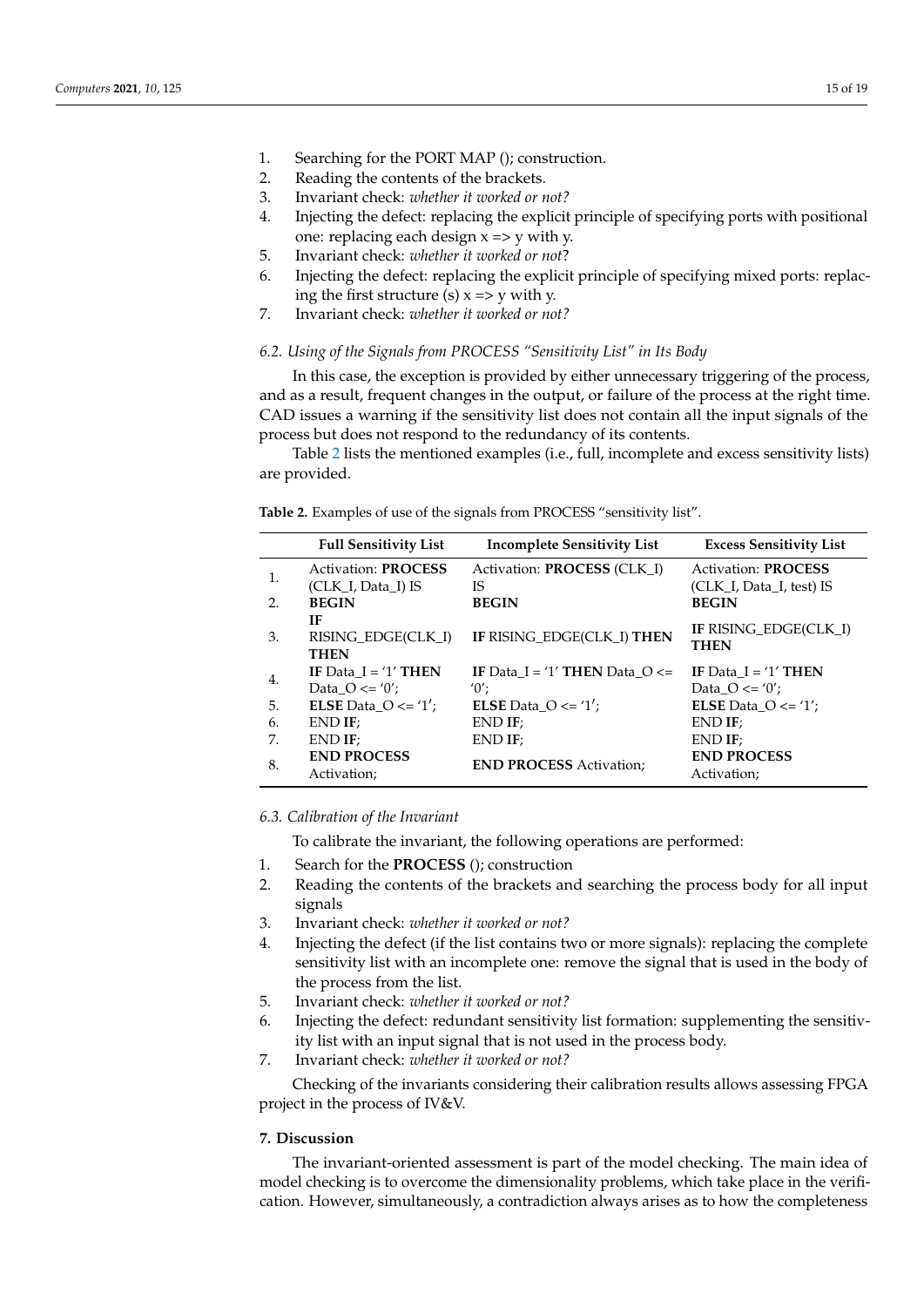1. Searching for the PORT MAP (); construction.
2. Reading the contents of the brackets.
3. Invariant check: *whether it worked or not?*
4. Injecting the defect: replacing the explicit principle of specifying ports with positional one: replacing each design x => y with y.
5. Invariant check: *whether it worked or not*?
6. Injecting the defect: replacing the explicit principle of specifying mixed ports: replacing the first structure (s) x => y with y.
7. Invariant check: *whether it worked or not?*

### *6.2. Using of the Signals from PROCESS "Sensitivity List" in Its Body*

In this case, the exception is provided by either unnecessary triggering of the process, and as a result, frequent changes in the output, or failure of the process at the right time. CAD issues a warning if the sensitivity list does not contain all the input signals of the process but does not respond to the redundancy of its contents.

Table 2 lists the mentioned examples (i.e., full, incomplete and excess sensitivity lists) are provided.

**Table 2.** Examples of use of the signals from PROCESS "sensitivity list".

| | Full Sensitivity List | Incomplete Sensitivity List | Excess Sensitivity List |
|---|---|---|---|
| 1. | Activation: **PROCESS** (CLK_I, Data_I) IS | Activation: **PROCESS** (CLK_I) IS | Activation: **PROCESS** (CLK_I, Data_I, test) IS |
| 2. | **BEGIN** | **BEGIN** | **BEGIN** |
| 3. | **IF** RISING_EDGE(CLK_I) **THEN** | **IF** RISING_EDGE(CLK_I) **THEN** | **IF** RISING_EDGE(CLK_I) **THEN** |
| 4. | **IF** Data_I = '1' **THEN** Data_O <= '0'; | **IF** Data_I = '1' **THEN** Data_O <= '0'; | **IF** Data_I = '1' **THEN** Data_O <= '0'; |
| 5. | **ELSE** Data_O <= '1'; | **ELSE** Data_O <= '1'; | **ELSE** Data_O <= '1'; |
| 6. | END **IF**; | END **IF**; | END **IF**; |
| 7. | END **IF**; | END **IF**; | END **IF**; |
| 8. | **END PROCESS** Activation; | **END PROCESS** Activation; | **END PROCESS** Activation; |

### *6.3. Calibration of the Invariant*

To calibrate the invariant, the following operations are performed:

1. Search for the **PROCESS** (); construction
2. Reading the contents of the brackets and searching the process body for all input signals
3. Invariant check: *whether it worked or not?*
4. Injecting the defect (if the list contains two or more signals): replacing the complete sensitivity list with an incomplete one: remove the signal that is used in the body of the process from the list.
5. Invariant check: *whether it worked or not?*
6. Injecting the defect: redundant sensitivity list formation: supplementing the sensitivity list with an input signal that is not used in the process body.
7. Invariant check: *whether it worked or not?*

Checking of the invariants considering their calibration results allows assessing FPGA project in the process of IV&V.

## **7. Discussion**

The invariant-oriented assessment is part of the model checking. The main idea of model checking is to overcome the dimensionality problems, which take place in the verification. However, simultaneously, a contradiction always arises as to how the completeness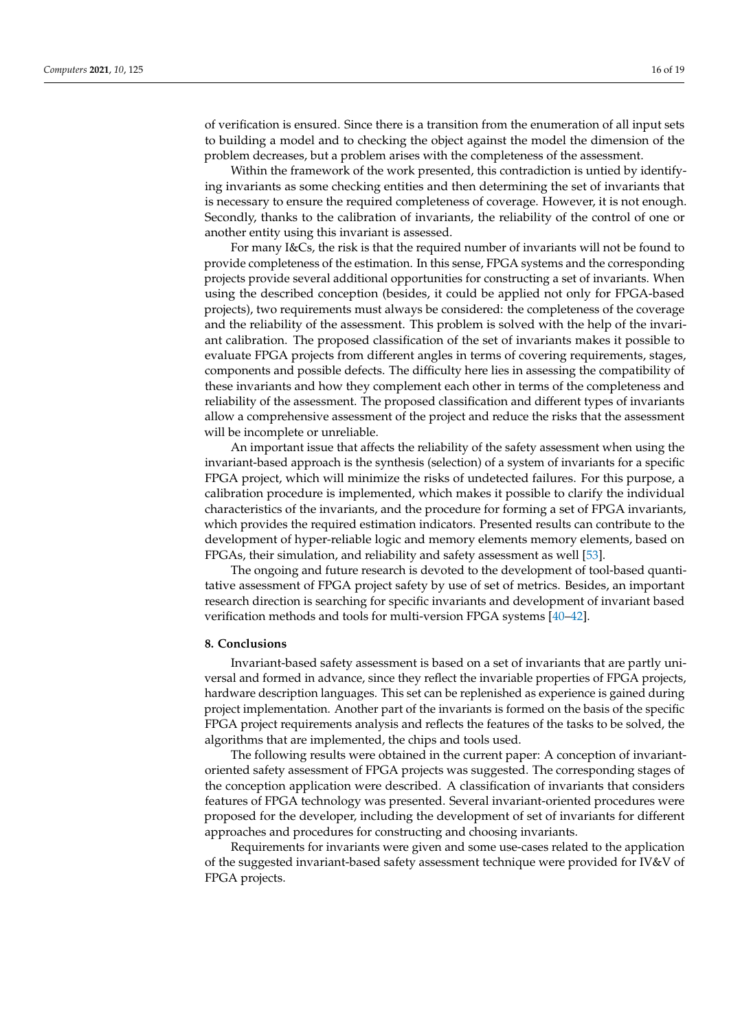of verification is ensured. Since there is a transition from the enumeration of all input sets to building a model and to checking the object against the model the dimension of the problem decreases, but a problem arises with the completeness of the assessment.

Within the framework of the work presented, this contradiction is untied by identifying invariants as some checking entities and then determining the set of invariants that is necessary to ensure the required completeness of coverage. However, it is not enough. Secondly, thanks to the calibration of invariants, the reliability of the control of one or another entity using this invariant is assessed.

For many I&Cs, the risk is that the required number of invariants will not be found to provide completeness of the estimation. In this sense, FPGA systems and the corresponding projects provide several additional opportunities for constructing a set of invariants. When using the described conception (besides, it could be applied not only for FPGA-based projects), two requirements must always be considered: the completeness of the coverage and the reliability of the assessment. This problem is solved with the help of the invariant calibration. The proposed classification of the set of invariants makes it possible to evaluate FPGA projects from different angles in terms of covering requirements, stages, components and possible defects. The difficulty here lies in assessing the compatibility of these invariants and how they complement each other in terms of the completeness and reliability of the assessment. The proposed classification and different types of invariants allow a comprehensive assessment of the project and reduce the risks that the assessment will be incomplete or unreliable.

An important issue that affects the reliability of the safety assessment when using the invariant-based approach is the synthesis (selection) of a system of invariants for a specific FPGA project, which will minimize the risks of undetected failures. For this purpose, a calibration procedure is implemented, which makes it possible to clarify the individual characteristics of the invariants, and the procedure for forming a set of FPGA invariants, which provides the required estimation indicators. Presented results can contribute to the development of hyper-reliable logic and memory elements memory elements, based on FPGAs, their simulation, and reliability and safety assessment as well [53].

The ongoing and future research is devoted to the development of tool-based quantitative assessment of FPGA project safety by use of set of metrics. Besides, an important research direction is searching for specific invariants and development of invariant based verification methods and tools for multi-version FPGA systems [40–42].

## 8. Conclusions

Invariant-based safety assessment is based on a set of invariants that are partly universal and formed in advance, since they reflect the invariable properties of FPGA projects, hardware description languages. This set can be replenished as experience is gained during project implementation. Another part of the invariants is formed on the basis of the specific FPGA project requirements analysis and reflects the features of the tasks to be solved, the algorithms that are implemented, the chips and tools used.

The following results were obtained in the current paper: A conception of invariant-oriented safety assessment of FPGA projects was suggested. The corresponding stages of the conception application were described. A classification of invariants that considers features of FPGA technology was presented. Several invariant-oriented procedures were proposed for the developer, including the development of set of invariants for different approaches and procedures for constructing and choosing invariants.

Requirements for invariants were given and some use-cases related to the application of the suggested invariant-based safety assessment technique were provided for IV&V of FPGA projects.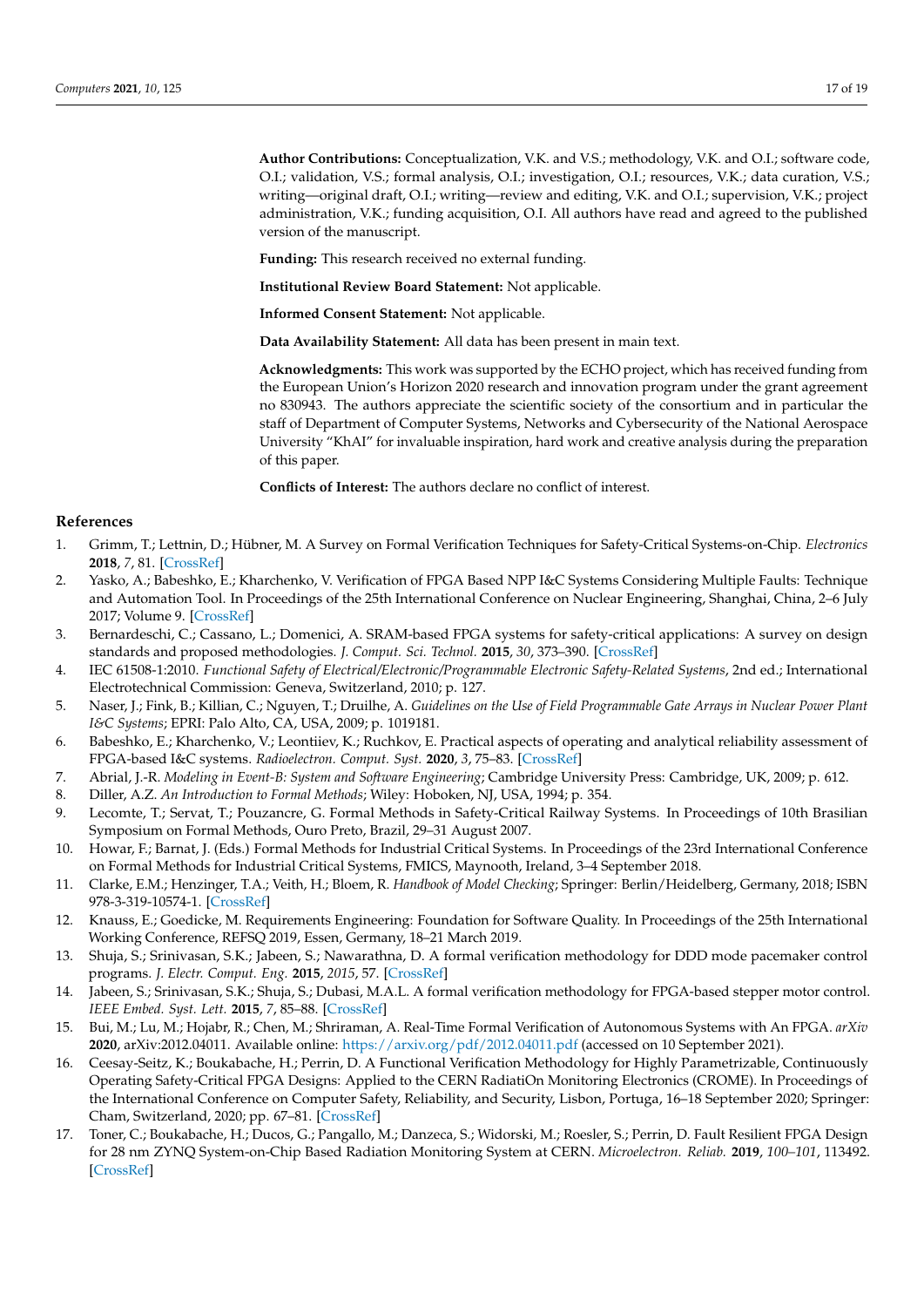**Author Contributions:** Conceptualization, V.K. and V.S.; methodology, V.K. and O.I.; software code, O.I.; validation, V.S.; formal analysis, O.I.; investigation, O.I.; resources, V.K.; data curation, V.S.; writing—original draft, O.I.; writing—review and editing, V.K. and O.I.; supervision, V.K.; project administration, V.K.; funding acquisition, O.I. All authors have read and agreed to the published version of the manuscript.

**Funding:** This research received no external funding.

**Institutional Review Board Statement:** Not applicable.

**Informed Consent Statement:** Not applicable.

**Data Availability Statement:** All data has been present in main text.

**Acknowledgments:** This work was supported by the ECHO project, which has received funding from the European Union's Horizon 2020 research and innovation program under the grant agreement no 830943. The authors appreciate the scientific society of the consortium and in particular the staff of Department of Computer Systems, Networks and Cybersecurity of the National Aerospace University "KhAI" for invaluable inspiration, hard work and creative analysis during the preparation of this paper.

**Conflicts of Interest:** The authors declare no conflict of interest.

## References

1. Grimm, T.; Lettnin, D.; Hübner, M. A Survey on Formal Verification Techniques for Safety-Critical Systems-on-Chip. *Electronics* **2018**, *7*, 81. [CrossRef]
2. Yasko, A.; Babeshko, E.; Kharchenko, V. Verification of FPGA Based NPP I&C Systems Considering Multiple Faults: Technique and Automation Tool. In Proceedings of the 25th International Conference on Nuclear Engineering, Shanghai, China, 2–6 July 2017; Volume 9. [CrossRef]
3. Bernardeschi, C.; Cassano, L.; Domenici, A. SRAM-based FPGA systems for safety-critical applications: A survey on design standards and proposed methodologies. *J. Comput. Sci. Technol.* **2015**, *30*, 373–390. [CrossRef]
4. IEC 61508-1:2010. *Functional Safety of Electrical/Electronic/Programmable Electronic Safety-Related Systems*, 2nd ed.; International Electrotechnical Commission: Geneva, Switzerland, 2010; p. 127.
5. Naser, J.; Fink, B.; Killian, C.; Nguyen, T.; Druilhe, A. *Guidelines on the Use of Field Programmable Gate Arrays in Nuclear Power Plant I&C Systems*; EPRI: Palo Alto, CA, USA, 2009; p. 1019181.
6. Babeshko, E.; Kharchenko, V.; Leontiiev, K.; Ruchkov, E. Practical aspects of operating and analytical reliability assessment of FPGA-based I&C systems. *Radioelectron. Comput. Syst.* **2020**, *3*, 75–83. [CrossRef]
7. Abrial, J.-R. *Modeling in Event-B: System and Software Engineering*; Cambridge University Press: Cambridge, UK, 2009; p. 612.
8. Diller, A.Z. *An Introduction to Formal Methods*; Wiley: Hoboken, NJ, USA, 1994; p. 354.
9. Lecomte, T.; Servat, T.; Pouzancre, G. Formal Methods in Safety-Critical Railway Systems. In Proceedings of 10th Brasilian Symposium on Formal Methods, Ouro Preto, Brazil, 29–31 August 2007.
10. Howar, F.; Barnat, J. (Eds.) Formal Methods for Industrial Critical Systems. In Proceedings of the 23rd International Conference on Formal Methods for Industrial Critical Systems, FMICS, Maynooth, Ireland, 3–4 September 2018.
11. Clarke, E.M.; Henzinger, T.A.; Veith, H.; Bloem, R. *Handbook of Model Checking*; Springer: Berlin/Heidelberg, Germany, 2018; ISBN 978-3-319-10574-1. [CrossRef]
12. Knauss, E.; Goedicke, M. Requirements Engineering: Foundation for Software Quality. In Proceedings of the 25th International Working Conference, REFSQ 2019, Essen, Germany, 18–21 March 2019.
13. Shuja, S.; Srinivasan, S.K.; Jabeen, S.; Nawarathna, D. A formal verification methodology for DDD mode pacemaker control programs. *J. Electr. Comput. Eng.* **2015**, *2015*, 57. [CrossRef]
14. Jabeen, S.; Srinivasan, S.K.; Shuja, S.; Dubasi, M.A.L. A formal verification methodology for FPGA-based stepper motor control. *IEEE Embed. Syst. Lett.* **2015**, *7*, 85–88. [CrossRef]
15. Bui, M.; Lu, M.; Hojabr, R.; Chen, M.; Shriraman, A. Real-Time Formal Verification of Autonomous Systems with An FPGA. *arXiv* **2020**, arXiv:2012.04011. Available online: https://arxiv.org/pdf/2012.04011.pdf (accessed on 10 September 2021).
16. Ceesay-Seitz, K.; Boukabache, H.; Perrin, D. A Functional Verification Methodology for Highly Parametrizable, Continuously Operating Safety-Critical FPGA Designs: Applied to the CERN RadiatiOn Monitoring Electronics (CROME). In Proceedings of the International Conference on Computer Safety, Reliability, and Security, Lisbon, Portuga, 16–18 September 2020; Springer: Cham, Switzerland, 2020; pp. 67–81. [CrossRef]
17. Toner, C.; Boukabache, H.; Ducos, G.; Pangallo, M.; Danzeca, S.; Widorski, M.; Roesler, S.; Perrin, D. Fault Resilient FPGA Design for 28 nm ZYNQ System-on-Chip Based Radiation Monitoring System at CERN. *Microelectron. Reliab.* **2019**, *100–101*, 113492. [CrossRef]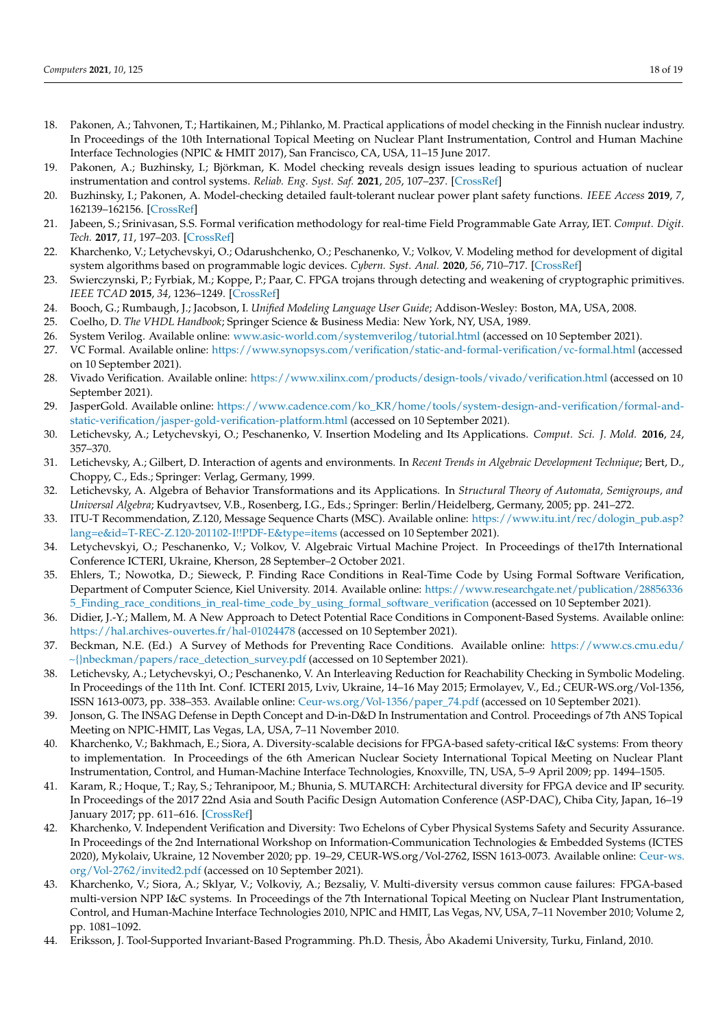18. Pakonen, A.; Tahvonen, T.; Hartikainen, M.; Pihlanko, M. Practical applications of model checking in the Finnish nuclear industry. In Proceedings of the 10th International Topical Meeting on Nuclear Plant Instrumentation, Control and Human Machine Interface Technologies (NPIC & HMIT 2017), San Francisco, CA, USA, 11–15 June 2017.
19. Pakonen, A.; Buzhinsky, I.; Björkman, K. Model checking reveals design issues leading to spurious actuation of nuclear instrumentation and control systems. *Reliab. Eng. Syst. Saf.* **2021**, *205*, 107–237. [CrossRef]
20. Buzhinsky, I.; Pakonen, A. Model-checking detailed fault-tolerant nuclear power plant safety functions. *IEEE Access* **2019**, *7*, 162139–162156. [CrossRef]
21. Jabeen, S.; Srinivasan, S.S. Formal verification methodology for real-time Field Programmable Gate Array, IET. *Comput. Digit. Tech.* **2017**, *11*, 197–203. [CrossRef]
22. Kharchenko, V.; Letychevskyi, O.; Odarushchenko, O.; Peschanenko, V.; Volkov, V. Modeling method for development of digital system algorithms based on programmable logic devices. *Cybern. Syst. Anal.* **2020**, *56*, 710–717. [CrossRef]
23. Swierczynski, P.; Fyrbiak, M.; Koppe, P.; Paar, C. FPGA trojans through detecting and weakening of cryptographic primitives. *IEEE TCAD* **2015**, *34*, 1236–1249. [CrossRef]
24. Booch, G.; Rumbaugh, J.; Jacobson, I. *Unified Modeling Language User Guide*; Addison-Wesley: Boston, MA, USA, 2008.
25. Coelho, D. *The VHDL Handbook*; Springer Science & Business Media: New York, NY, USA, 1989.
26. System Verilog. Available online: www.asic-world.com/systemverilog/tutorial.html (accessed on 10 September 2021).
27. VC Formal. Available online: https://www.synopsys.com/verification/static-and-formal-verification/vc-formal.html (accessed on 10 September 2021).
28. Vivado Verification. Available online: https://www.xilinx.com/products/design-tools/vivado/verification.html (accessed on 10 September 2021).
29. JasperGold. Available online: https://www.cadence.com/ko_KR/home/tools/system-design-and-verification/formal-and-static-verification/jasper-gold-verification-platform.html (accessed on 10 September 2021).
30. Letichevsky, A.; Letychevskyi, O.; Peschanenko, V. Insertion Modeling and Its Applications. *Comput. Sci. J. Mold.* **2016**, *24*, 357–370.
31. Letichevsky, A.; Gilbert, D. Interaction of agents and environments. In *Recent Trends in Algebraic Development Technique*; Bert, D., Choppy, C., Eds.; Springer: Verlag, Germany, 1999.
32. Letichevsky, A. Algebra of Behavior Transformations and its Applications. In *Structural Theory of Automata, Semigroups, and Universal Algebra*; Kudryavtsev, V.B., Rosenberg, I.G., Eds.; Springer: Berlin/Heidelberg, Germany, 2005; pp. 241–272.
33. ITU-T Recommendation, Z.120, Message Sequence Charts (MSC). Available online: https://www.itu.int/rec/dologin_pub.asp?lang=e&id=T-REC-Z.120-201102-I!!PDF-E&type=items (accessed on 10 September 2021).
34. Letychevskyi, O.; Peschanenko, V.; Volkov, V. Algebraic Virtual Machine Project. In Proceedings of the17th International Conference ICTERI, Ukraine, Kherson, 28 September–2 October 2021.
35. Ehlers, T.; Nowotka, D.; Sieweck, P. Finding Race Conditions in Real-Time Code by Using Formal Software Verification, Department of Computer Science, Kiel University. 2014. Available online: https://www.researchgate.net/publication/288563365_Finding_race_conditions_in_real-time_code_by_using_formal_software_verification (accessed on 10 September 2021).
36. Didier, J.-Y.; Mallem, M. A New Approach to Detect Potential Race Conditions in Component-Based Systems. Available online: https://hal.archives-ouvertes.fr/hal-01024478 (accessed on 10 September 2021).
37. Beckman, N.E. (Ed.) A Survey of Methods for Preventing Race Conditions. Available online: https://www.cs.cmu.edu/~{}nbeckman/papers/race_detection_survey.pdf (accessed on 10 September 2021).
38. Letichevsky, A.; Letychevskyi, O.; Peschanenko, V. An Interleaving Reduction for Reachability Checking in Symbolic Modeling. In Proceedings of the 11th Int. Conf. ICTERI 2015, Lviv, Ukraine, 14–16 May 2015; Ermolayev, V., Ed.; CEUR-WS.org/Vol-1356, ISSN 1613-0073, pp. 338–353. Available online: Ceur-ws.org/Vol-1356/paper_74.pdf (accessed on 10 September 2021).
39. Jonson, G. The INSAG Defense in Depth Concept and D-in-D&D In Instrumentation and Control. Proceedings of 7th ANS Topical Meeting on NPIC-HMIT, Las Vegas, LA, USA, 7–11 November 2010.
40. Kharchenko, V.; Bakhmach, E.; Siora, A. Diversity-scalable decisions for FPGA-based safety-critical I&C systems: From theory to implementation. In Proceedings of the 6th American Nuclear Society International Topical Meeting on Nuclear Plant Instrumentation, Control, and Human-Machine Interface Technologies, Knoxville, TN, USA, 5–9 April 2009; pp. 1494–1505.
41. Karam, R.; Hoque, T.; Ray, S.; Tehranipoor, M.; Bhunia, S. MUTARCH: Architectural diversity for FPGA device and IP security. In Proceedings of the 2017 22nd Asia and South Pacific Design Automation Conference (ASP-DAC), Chiba City, Japan, 16–19 January 2017; pp. 611–616. [CrossRef]
42. Kharchenko, V. Independent Verification and Diversity: Two Echelons of Cyber Physical Systems Safety and Security Assurance. In Proceedings of the 2nd International Workshop on Information-Communication Technologies & Embedded Systems (ICTES 2020), Mykolaiv, Ukraine, 12 November 2020; pp. 19–29, CEUR-WS.org/Vol-2762, ISSN 1613-0073. Available online: Ceur-ws.org/Vol-2762/invited2.pdf (accessed on 10 September 2021).
43. Kharchenko, V.; Siora, A.; Sklyar, V.; Volkoviy, A.; Bezsaliy, V. Multi-diversity versus common cause failures: FPGA-based multi-version NPP I&C systems. In Proceedings of the 7th International Topical Meeting on Nuclear Plant Instrumentation, Control, and Human-Machine Interface Technologies 2010, NPIC and HMIT, Las Vegas, NV, USA, 7–11 November 2010; Volume 2, pp. 1081–1092.
44. Eriksson, J. Tool-Supported Invariant-Based Programming. Ph.D. Thesis, Åbo Akademi University, Turku, Finland, 2010.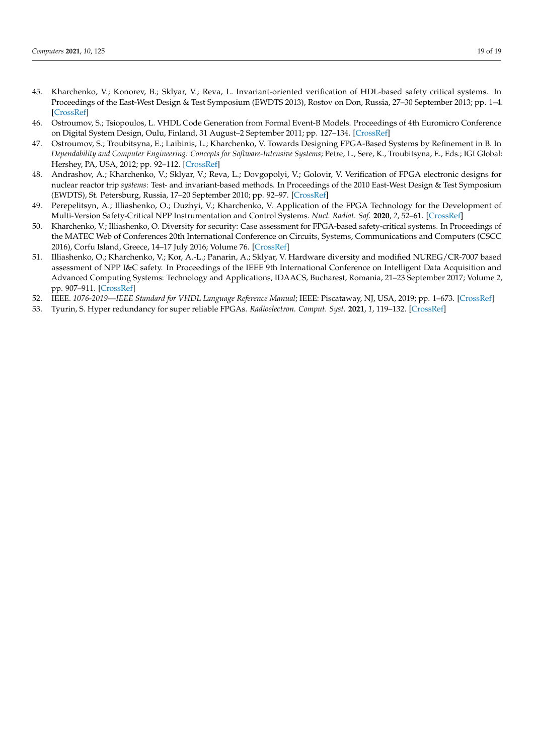45. Kharchenko, V.; Konorev, B.; Sklyar, V.; Reva, L. Invariant-oriented verification of HDL-based safety critical systems. In Proceedings of the East-West Design & Test Symposium (EWDTS 2013), Rostov on Don, Russia, 27–30 September 2013; pp. 1–4. [CrossRef]
46. Ostroumov, S.; Tsiopoulos, L. VHDL Code Generation from Formal Event-B Models. Proceedings of 4th Euromicro Conference on Digital System Design, Oulu, Finland, 31 August–2 September 2011; pp. 127–134. [CrossRef]
47. Ostroumov, S.; Troubitsyna, E.; Laibinis, L.; Kharchenko, V. Towards Designing FPGA-Based Systems by Refinement in B. In *Dependability and Computer Engineering: Concepts for Software-Intensive Systems*; Petre, L., Sere, K., Troubitsyna, E., Eds.; IGI Global: Hershey, PA, USA, 2012; pp. 92–112. [CrossRef]
48. Andrashov, A.; Kharchenko, V.; Sklyar, V.; Reva, L.; Dovgopolyi, V.; Golovir, V. Verification of FPGA electronic designs for nuclear reactor trip *systems*: Test- and invariant-based methods. In Proceedings of the 2010 East-West Design & Test Symposium (EWDTS), St. Petersburg, Russia, 17–20 September 2010; pp. 92–97. [CrossRef]
49. Perepelitsyn, A.; Illiashenko, O.; Duzhyi, V.; Kharchenko, V. Application of the FPGA Technology for the Development of Multi-Version Safety-Critical NPP Instrumentation and Control Systems. *Nucl. Radiat. Saf.* **2020**, *2*, 52–61. [CrossRef]
50. Kharchenko, V.; Illiashenko, O. Diversity for security: Case assessment for FPGA-based safety-critical systems. In Proceedings of the MATEC Web of Conferences 20th International Conference on Circuits, Systems, Communications and Computers (CSCC 2016), Corfu Island, Greece, 14–17 July 2016; Volume 76. [CrossRef]
51. Illiashenko, O.; Kharchenko, V.; Kor, A.-L.; Panarin, A.; Sklyar, V. Hardware diversity and modified NUREG/CR-7007 based assessment of NPP I&C safety. In Proceedings of the IEEE 9th International Conference on Intelligent Data Acquisition and Advanced Computing Systems: Technology and Applications, IDAACS, Bucharest, Romania, 21–23 September 2017; Volume 2, pp. 907–911. [CrossRef]
52. IEEE. *1076-2019—IEEE Standard for VHDL Language Reference Manual*; IEEE: Piscataway, NJ, USA, 2019; pp. 1–673. [CrossRef]
53. Tyurin, S. Hyper redundancy for super reliable FPGAs. *Radioelectron. Comput. Syst.* **2021**, *1*, 119–132. [CrossRef]